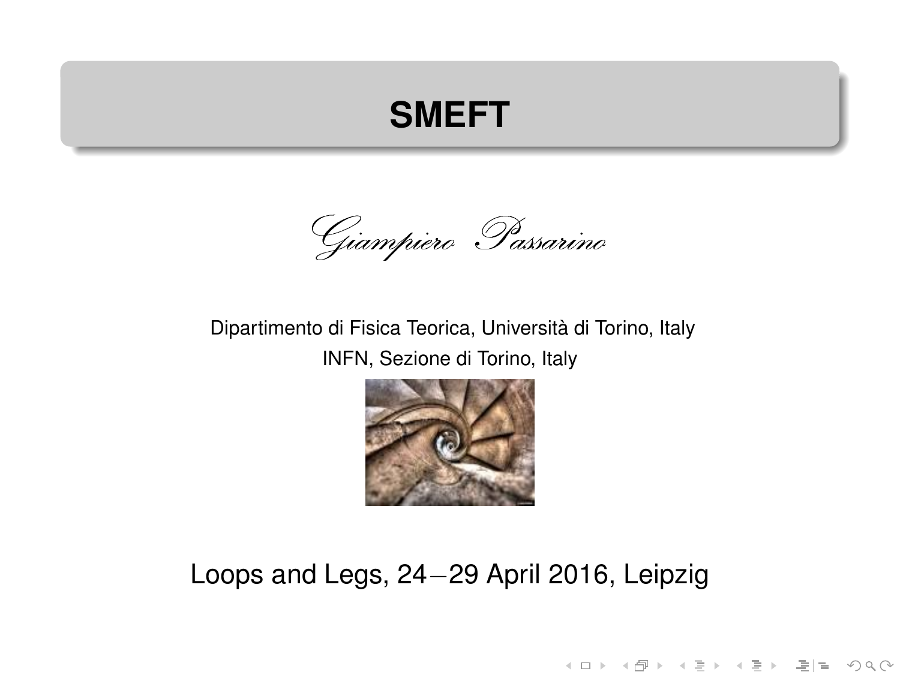# SMEFT

*Giampiero Passarino*

Dipartimento di Fisica Teorica, Università di Torino, Italy

INFN, Sezione di Torino, Italy

Loops and Legs, 24−29 April 2016, Leipzig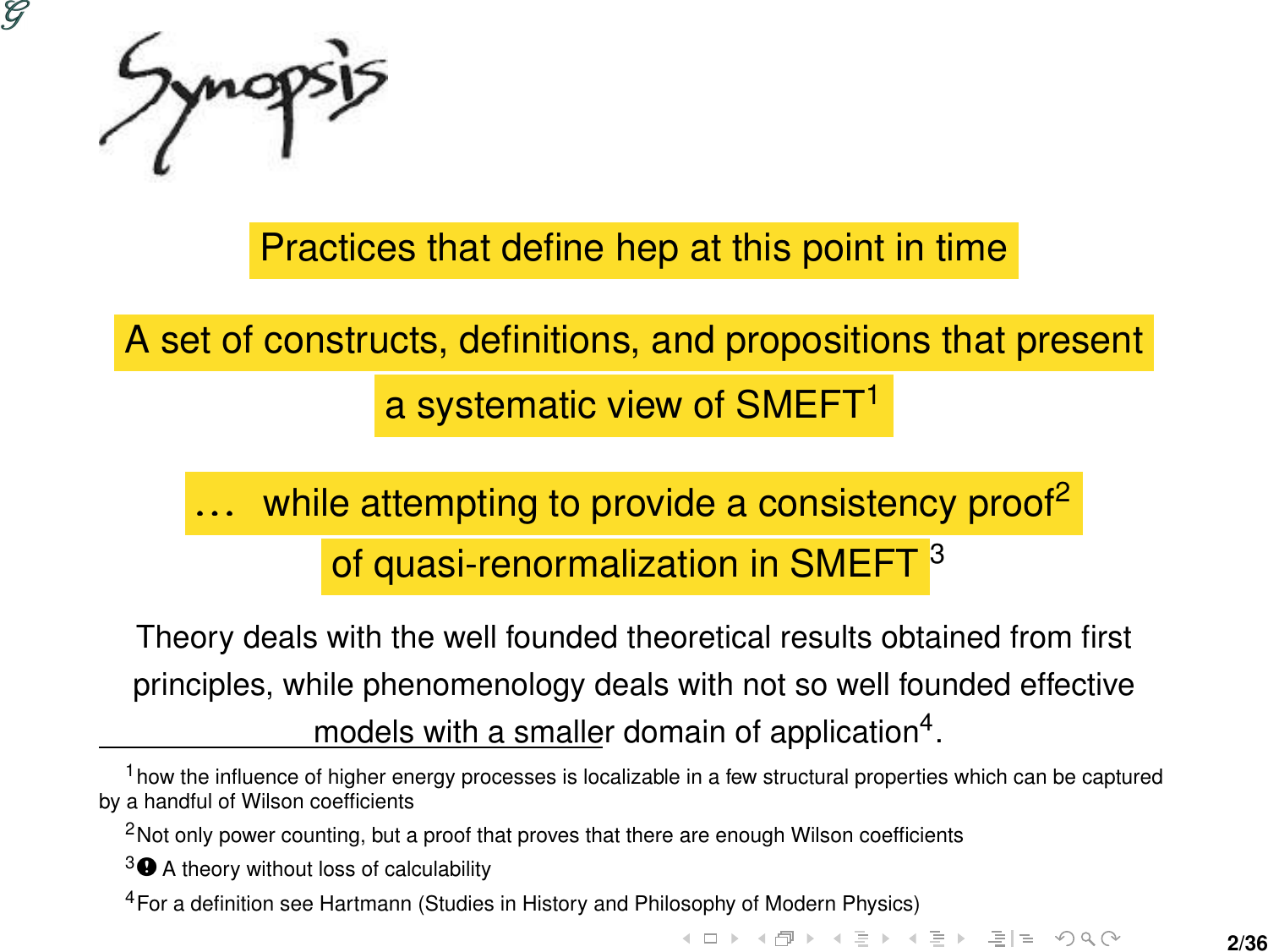# Synopsis

Practices that define hep at this point in time

A set of constructs, definitions, and propositions that present a systematic view of SMEFT[1]

… while attempting to provide a consistency proof[2] of quasi-renormalization in SMEFT [3]

Theory deals with the well founded theoretical results obtained from first principles, while phenomenology deals with not so well founded effective models with a smaller domain of application[4].

---

[1] how the influence of higher energy processes is localizable in a few structural properties which can be captured by a handful of Wilson coefficients

[2] Not only power counting, but a proof that proves that there are enough Wilson coefficients

[3] ❗ A theory without loss of calculability

[4] For a definition see Hartmann (Studies in History and Philosophy of Modern Physics)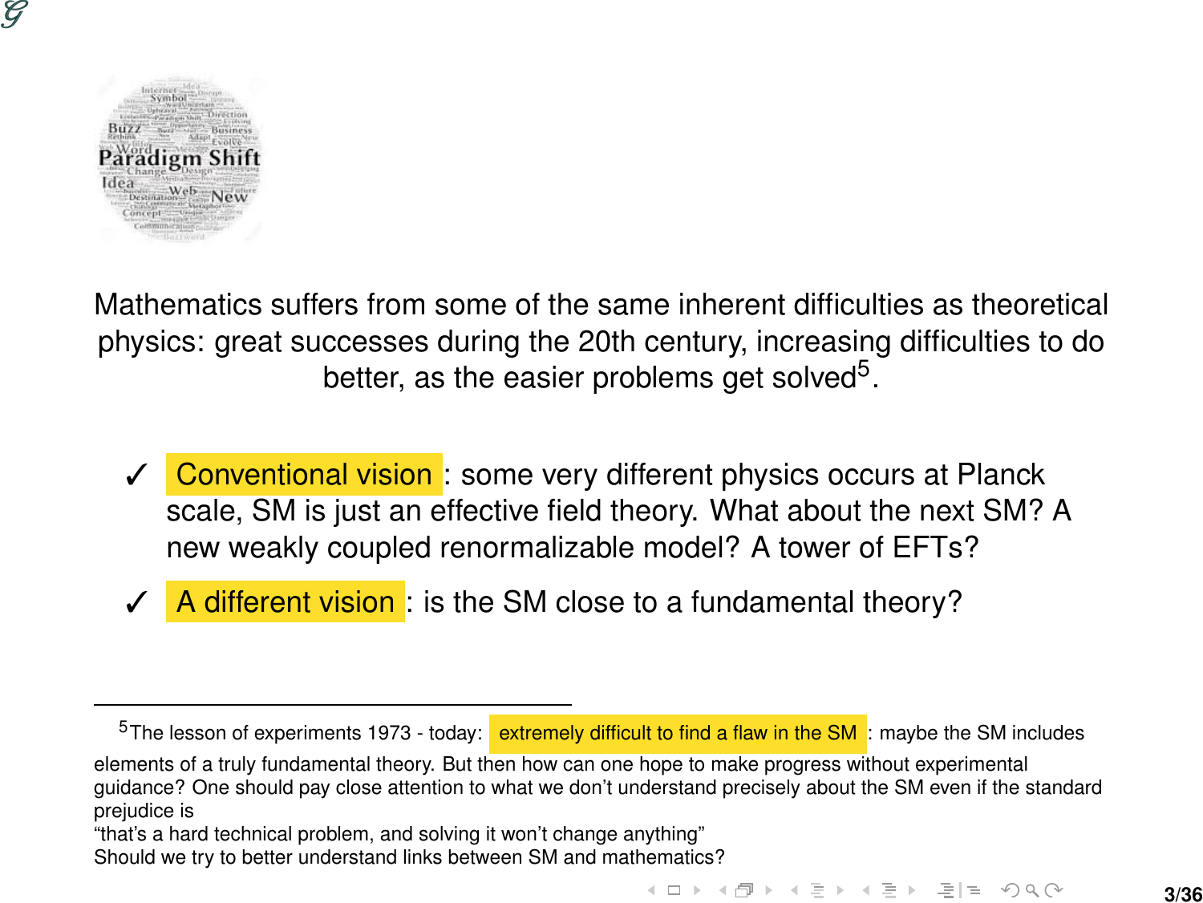Mathematics suffers from some of the same inherent difficulties as theoretical physics: great successes during the 20th century, increasing difficulties to do better, as the easier problems get solved[5].

- ✓ **Conventional vision**: some very different physics occurs at Planck scale, SM is just an effective field theory. What about the next SM? A new weakly coupled renormalizable model? A tower of EFTs?
- ✓ **A different vision**: is the SM close to a fundamental theory?

---

[5] The lesson of experiments 1973 - today: **extremely difficult to find a flaw in the SM**: maybe the SM includes elements of a truly fundamental theory. But then how can one hope to make progress without experimental guidance? One should pay close attention to what we don't understand precisely about the SM even if the standard prejudice is
"that's a hard technical problem, and solving it won't change anything"
Should we try to better understand links between SM and mathematics?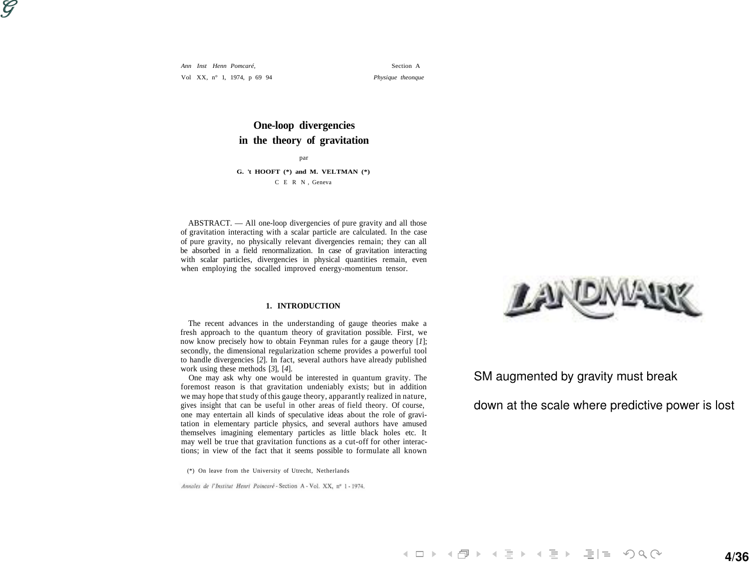Ann Inst Henn Pomcaré, Section A
Vol XX, n° 1, 1974, p 69 94 Physique theonque

# One-loop divergencies in the theory of gravitation

par

**G. 't HOOFT (\*) and M. VELTMAN (\*)**

C E R N , Geneva

ABSTRACT. — All one-loop divergencies of pure gravity and all those of gravitation interacting with a scalar particle are calculated. In the case of pure gravity, no physically relevant divergencies remain; they can all be absorbed in a field renormalization. In case of gravitation interacting with scalar particles, divergencies in physical quantities remain, even when employing the socalled improved energy-momentum tensor.

## 1. INTRODUCTION

The recent advances in the understanding of gauge theories make a fresh approach to the quantum theory of gravitation possible. First, we now know precisely how to obtain Feynman rules for a gauge theory [*1*]; secondly, the dimensional regularization scheme provides a powerful tool to handle divergencies [*2*]. In fact, several authors have already published work using these methods [*3*], [*4*].

One may ask why one would be interested in quantum gravity. The foremost reason is that gravitation undeniably exists; but in addition we may hope that study of this gauge theory, apparantly realized in nature, gives insight that can be useful in other areas of field theory. Of course, one may entertain all kinds of speculative ideas about the role of gravitation in elementary particle physics, and several authors have amused themselves imagining elementary particles as little black holes etc. It may well be true that gravitation functions as a cut-off for other interactions; in view of the fact that it seems possible to formulate all known

(\*) On leave from the University of Utrecht, Netherlands

*Annales de l'Institut Henri Poincaré* - Section A - Vol. XX, n° 1 - 1974.

LANDMARK

SM augmented by gravity must break down at the scale where predictive power is lost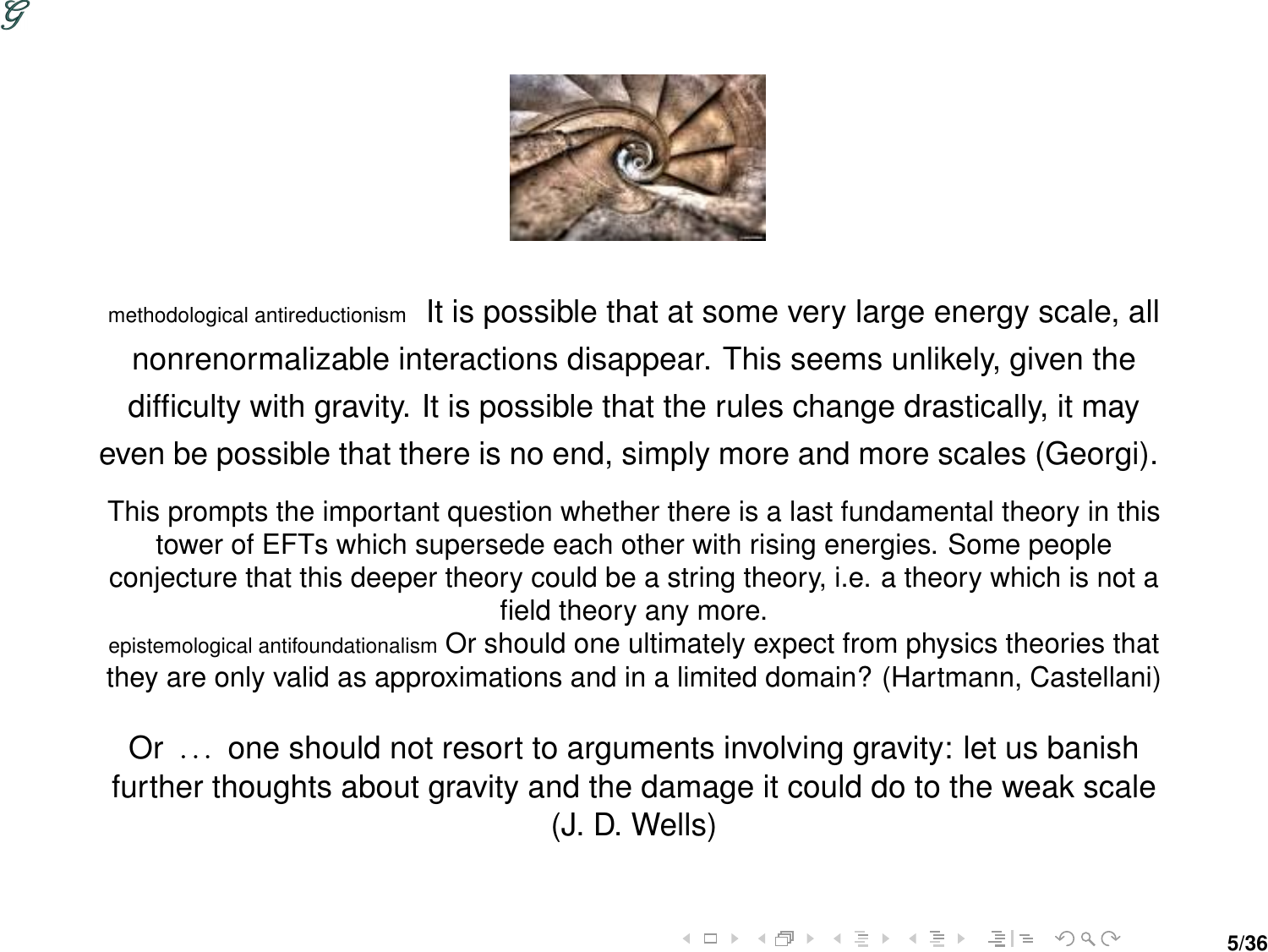methodological antireductionism It is possible that at some very large energy scale, all nonrenormalizable interactions disappear. This seems unlikely, given the difficulty with gravity. It is possible that the rules change drastically, it may even be possible that there is no end, simply more and more scales (Georgi).

This prompts the important question whether there is a last fundamental theory in this tower of EFTs which supersede each other with rising energies. Some people conjecture that this deeper theory could be a string theory, i.e. a theory which is not a field theory any more.

epistemological antifoundationalism Or should one ultimately expect from physics theories that they are only valid as approximations and in a limited domain? (Hartmann, Castellani)

Or ... one should not resort to arguments involving gravity: let us banish further thoughts about gravity and the damage it could do to the weak scale (J. D. Wells)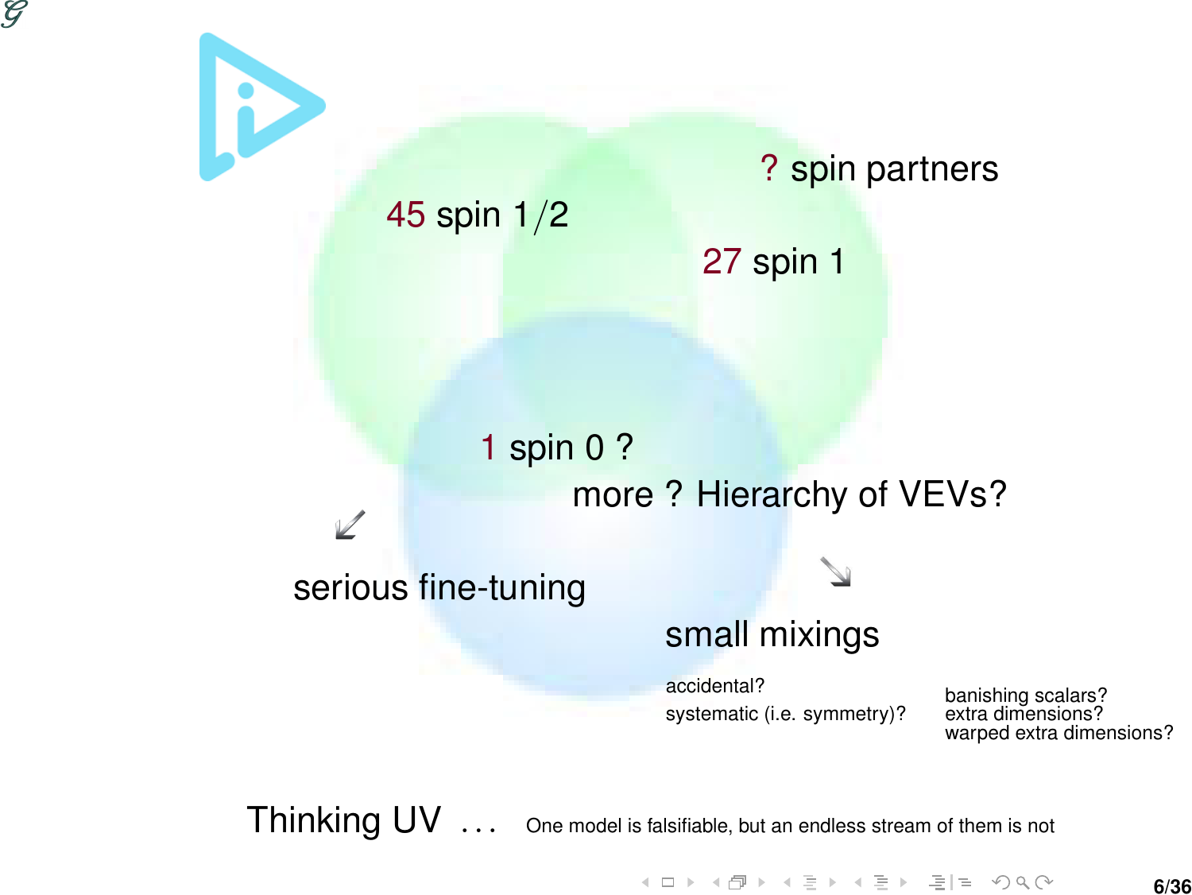45 spin $1/2$

? spin partners

27 spin 1

1 spin 0 ?

more ? Hierarchy of VEVs?

↙

serious fine-tuning

↘

small mixings

accidental?

systematic (i.e. symmetry)?

banishing scalars?

extra dimensions?

warped extra dimensions?

Thinking UV ...  One model is falsifiable, but an endless stream of them is not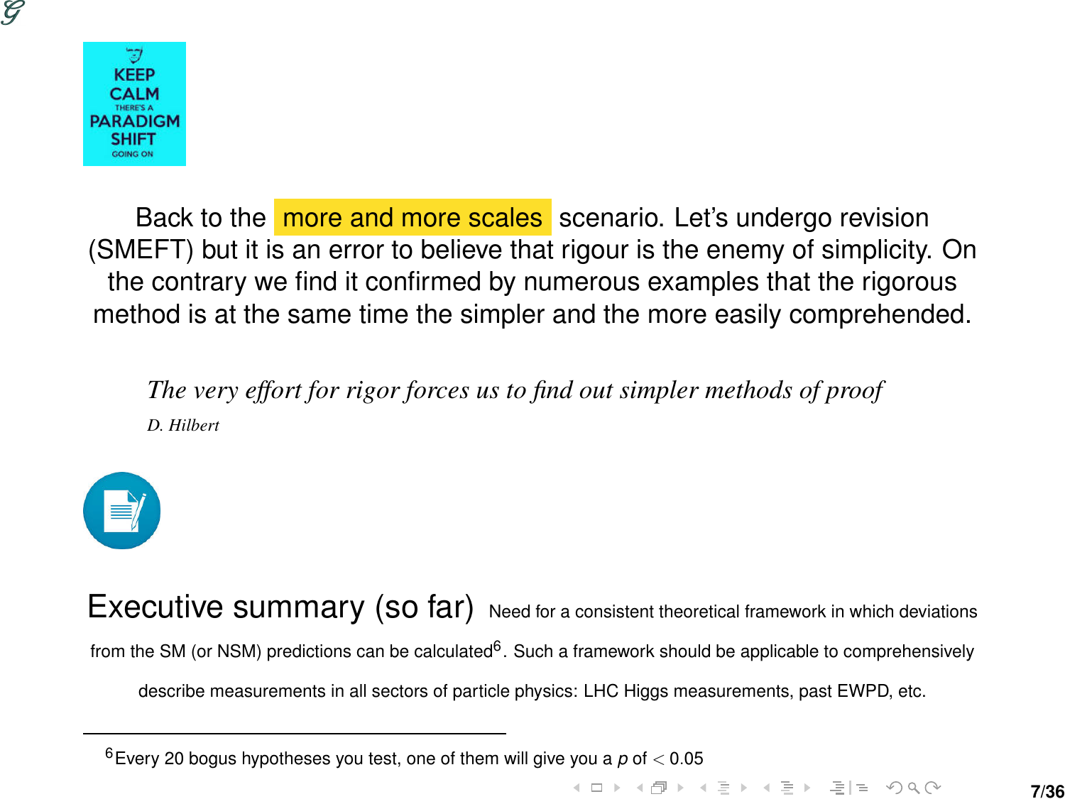Back to the more and more scales scenario. Let's undergo revision (SMEFT) but it is an error to believe that rigour is the enemy of simplicity. On the contrary we find it confirmed by numerous examples that the rigorous method is at the same time the simpler and the more easily comprehended.

> *The very effort for rigor forces us to find out simpler methods of proof*
>
> *D. Hilbert*

## Executive summary (so far)

Need for a consistent theoretical framework in which deviations from the SM (or NSM) predictions can be calculated[6]. Such a framework should be applicable to comprehensively describe measurements in all sectors of particle physics: LHC Higgs measurements, past EWPD, etc.

---

[6] Every 20 bogus hypotheses you test, one of them will give you a $p$ of $< 0.05$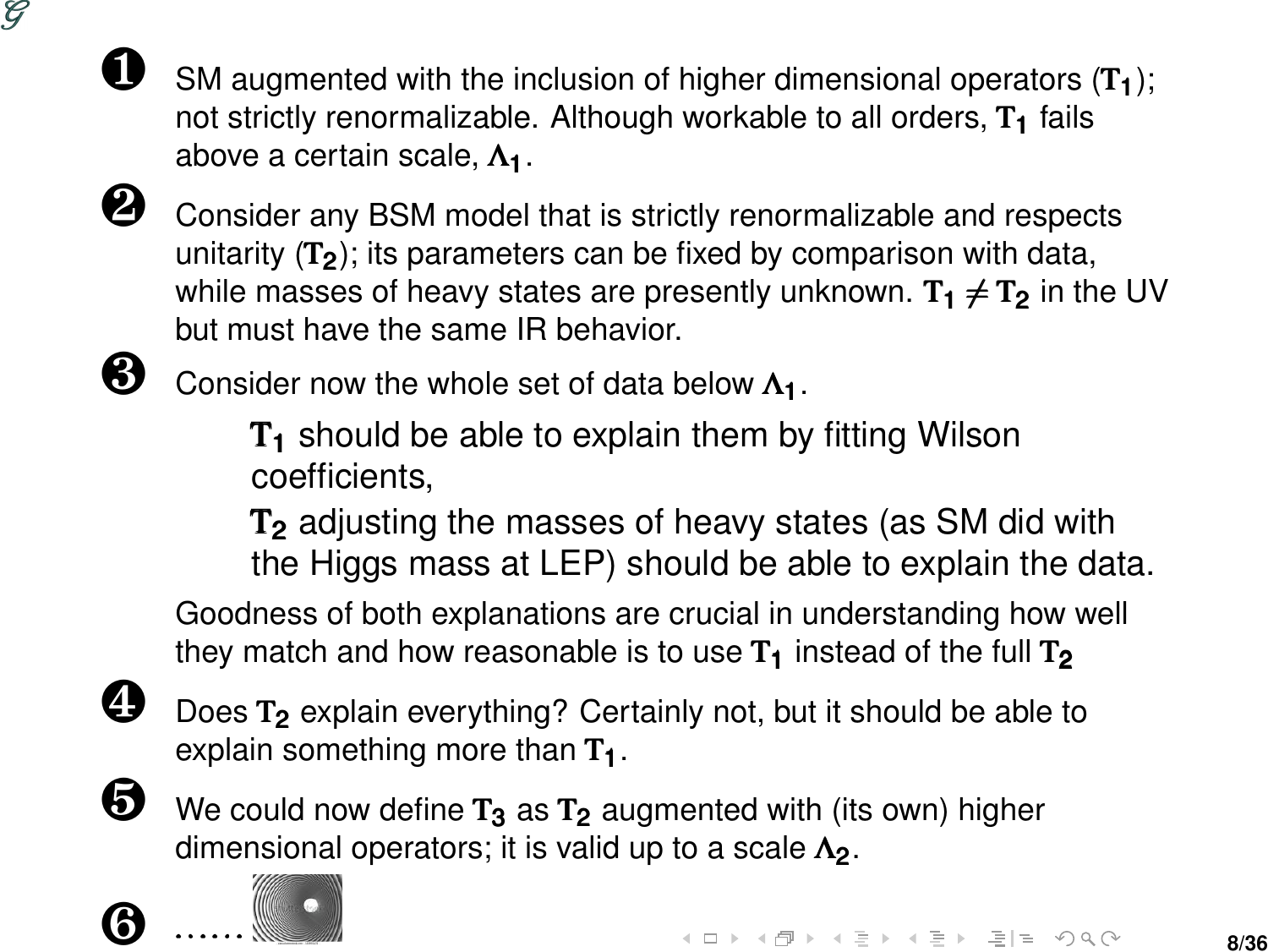1. SM augmented with the inclusion of higher dimensional operators ($\mathbf{T_1}$); not strictly renormalizable. Although workable to all orders, $\mathbf{T_1}$ fails above a certain scale, $\mathbf{\Lambda_1}$.

2. Consider any BSM model that is strictly renormalizable and respects unitarity ($\mathbf{T_2}$); its parameters can be fixed by comparison with data, while masses of heavy states are presently unknown. $\mathbf{T_1} \neq \mathbf{T_2}$ in the UV but must have the same IR behavior.

3. Consider now the whole set of data below $\mathbf{\Lambda_1}$.

   $\mathbf{T_1}$ should be able to explain them by fitting Wilson coefficients,

   $\mathbf{T_2}$ adjusting the masses of heavy states (as SM did with the Higgs mass at LEP) should be able to explain the data.

   Goodness of both explanations are crucial in understanding how well they match and how reasonable is to use $\mathbf{T_1}$ instead of the full $\mathbf{T_2}$

4. Does $\mathbf{T_2}$ explain everything? Certainly not, but it should be able to explain something more than $\mathbf{T_1}$.

5. We could now define $\mathbf{T_3}$ as $\mathbf{T_2}$ augmented with (its own) higher dimensional operators; it is valid up to a scale $\mathbf{\Lambda_2}$.

6. ......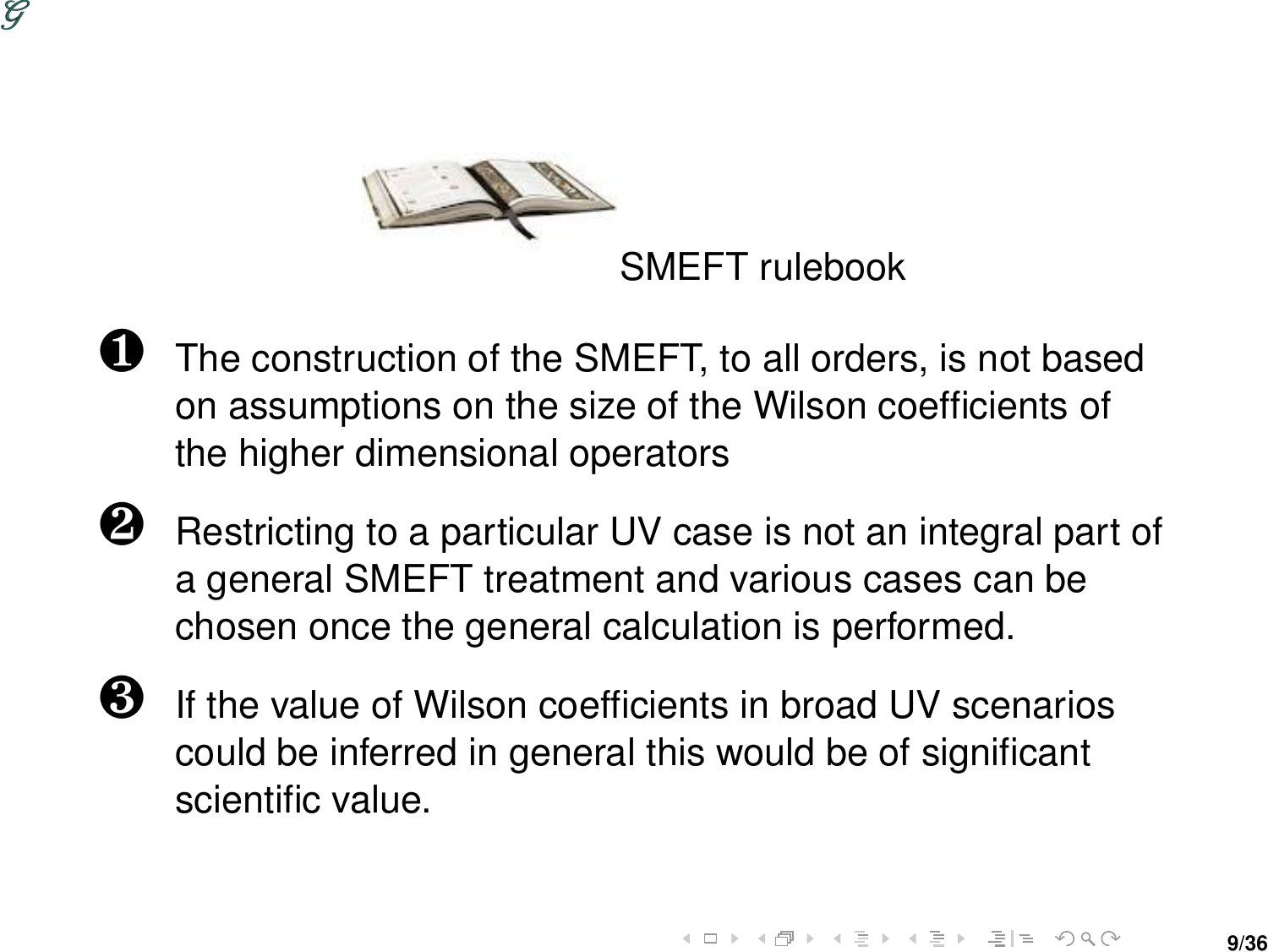SMEFT rulebook

1. The construction of the SMEFT, to all orders, is not based on assumptions on the size of the Wilson coefficients of the higher dimensional operators

2. Restricting to a particular UV case is not an integral part of a general SMEFT treatment and various cases can be chosen once the general calculation is performed.

3. If the value of Wilson coefficients in broad UV scenarios could be inferred in general this would be of significant scientific value.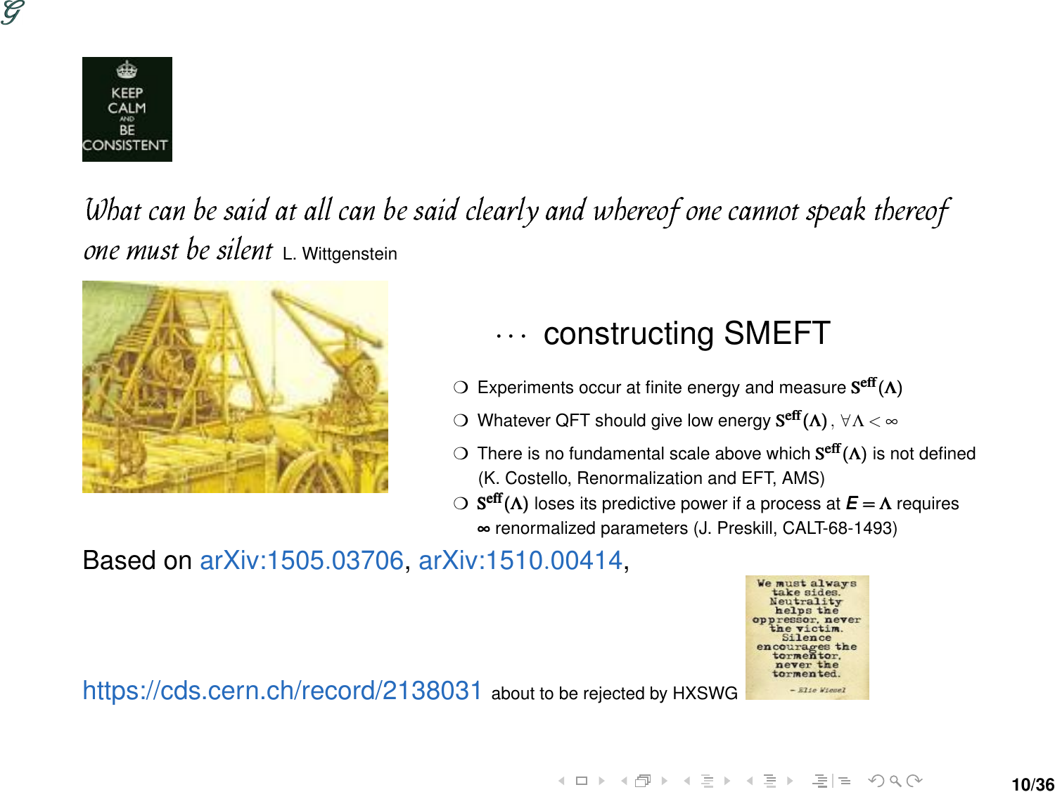*What can be said at all can be said clearly and whereof one cannot speak thereof one must be silent* L. Wittgenstein

## $\cdots$ constructing SMEFT

- Experiments occur at finite energy and measure $\mathbf{S}^{\mathrm{eff}}(\Lambda)$
- Whatever QFT should give low energy $\mathbf{S}^{\mathrm{eff}}(\Lambda)$ , $\forall \Lambda < \infty$
- There is no fundamental scale above which $\mathbf{S}^{\mathrm{eff}}(\Lambda)$ is not defined (K. Costello, Renormalization and EFT, AMS)
- $\mathbf{S}^{\mathrm{eff}}(\Lambda)$ loses its predictive power if a process at $E = \Lambda$ requires $\infty$ renormalized parameters (J. Preskill, CALT-68-1493)

Based on arXiv:1505.03706, arXiv:1510.00414,

https://cds.cern.ch/record/2138031 about to be rejected by HXSWG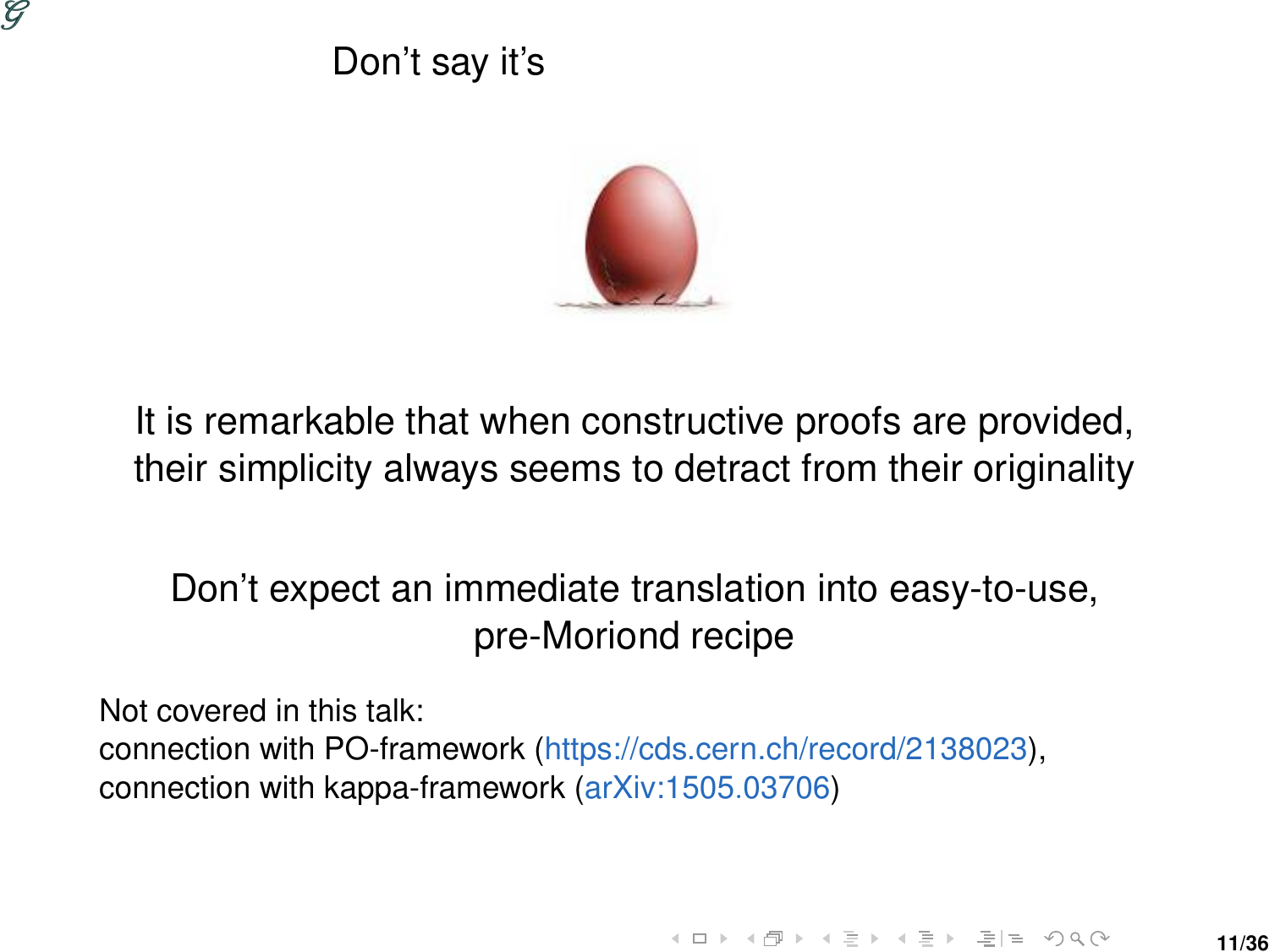Don't say it's

It is remarkable that when constructive proofs are provided, their simplicity always seems to detract from their originality

Don't expect an immediate translation into easy-to-use, pre-Moriond recipe

Not covered in this talk:
connection with PO-framework (https://cds.cern.ch/record/2138023),
connection with kappa-framework (arXiv:1505.03706)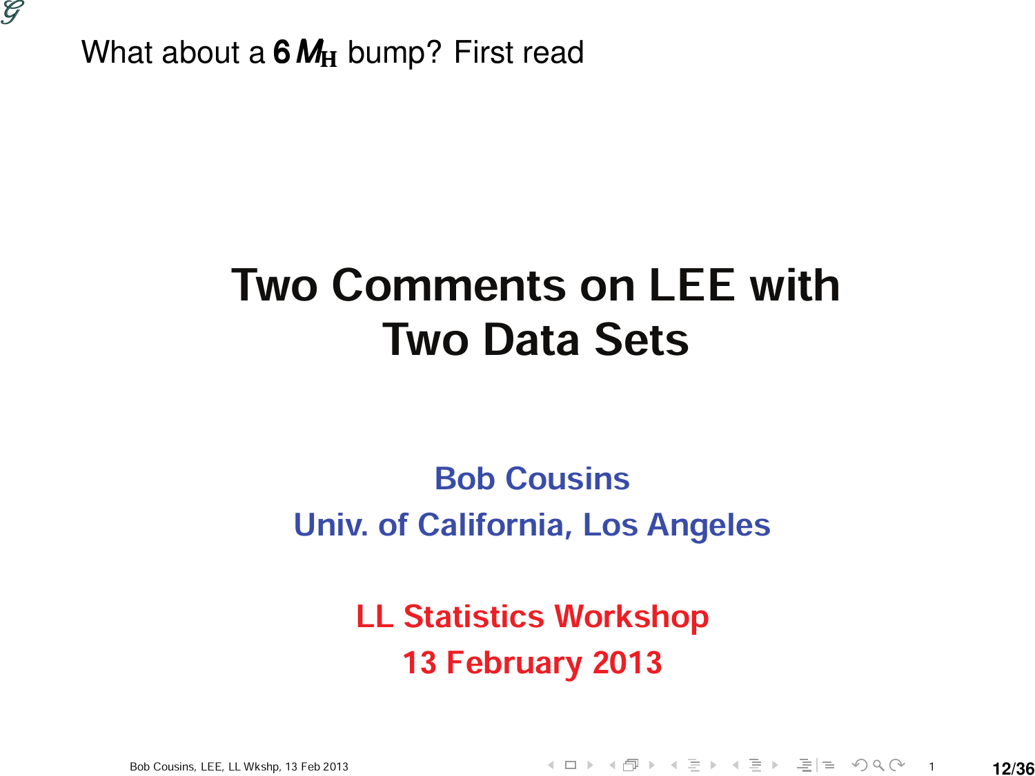What about a **6** $M_{\rm H}$ bump? First read

# Two Comments on LEE with Two Data Sets

**Bob Cousins**

**Univ. of California, Los Angeles**

**LL Statistics Workshop**

**13 February 2013**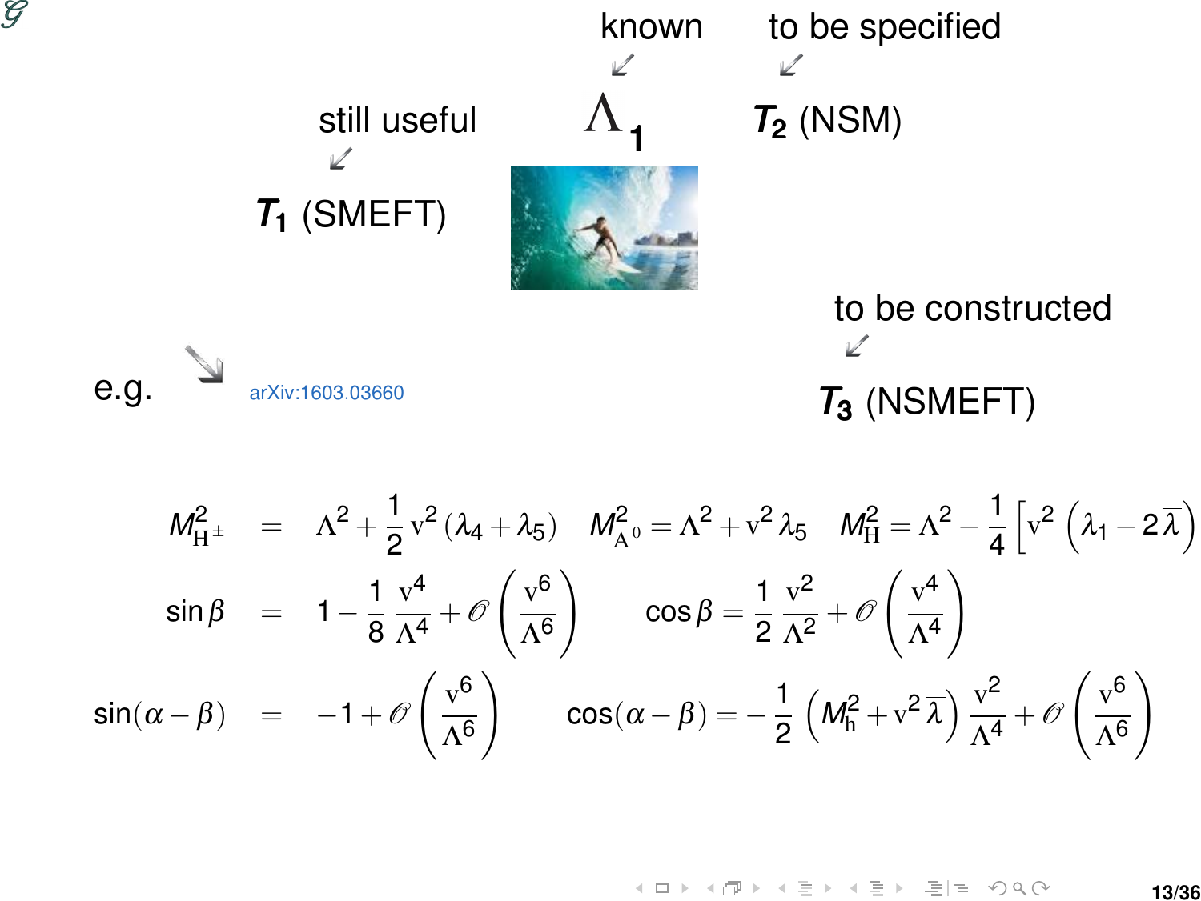known ↙ $\Lambda_1$ — to be specified ↙ $T_2$ (NSM)

still useful ↙ $T_1$ (SMEFT)

to be constructed ↙ $T_3$ (NSMEFT)

e.g. ↘ arXiv:1603.03660

$$M^2_{\mathrm{H}^\pm} = \Lambda^2 + \frac{1}{2}\mathrm{v}^2(\lambda_4 + \lambda_5) \qquad M^2_{\mathrm{A}^0} = \Lambda^2 + \mathrm{v}^2\lambda_5 \qquad M^2_{\mathrm{H}} = \Lambda^2 - \frac{1}{4}\left[\mathrm{v}^2\left(\lambda_1 - 2\overline{\lambda}\right)\right]$$

$$\sin\beta = 1 - \frac{1}{8}\frac{\mathrm{v}^4}{\Lambda^4} + \mathscr{O}\left(\frac{\mathrm{v}^6}{\Lambda^6}\right) \qquad \cos\beta = \frac{1}{2}\frac{\mathrm{v}^2}{\Lambda^2} + \mathscr{O}\left(\frac{\mathrm{v}^4}{\Lambda^4}\right)$$

$$\sin(\alpha - \beta) = -1 + \mathscr{O}\left(\frac{\mathrm{v}^6}{\Lambda^6}\right) \qquad \cos(\alpha - \beta) = -\frac{1}{2}\left(M^2_{\mathrm{h}} + \mathrm{v}^2\overline{\lambda}\right)\frac{\mathrm{v}^2}{\Lambda^4} + \mathscr{O}\left(\frac{\mathrm{v}^6}{\Lambda^6}\right)$$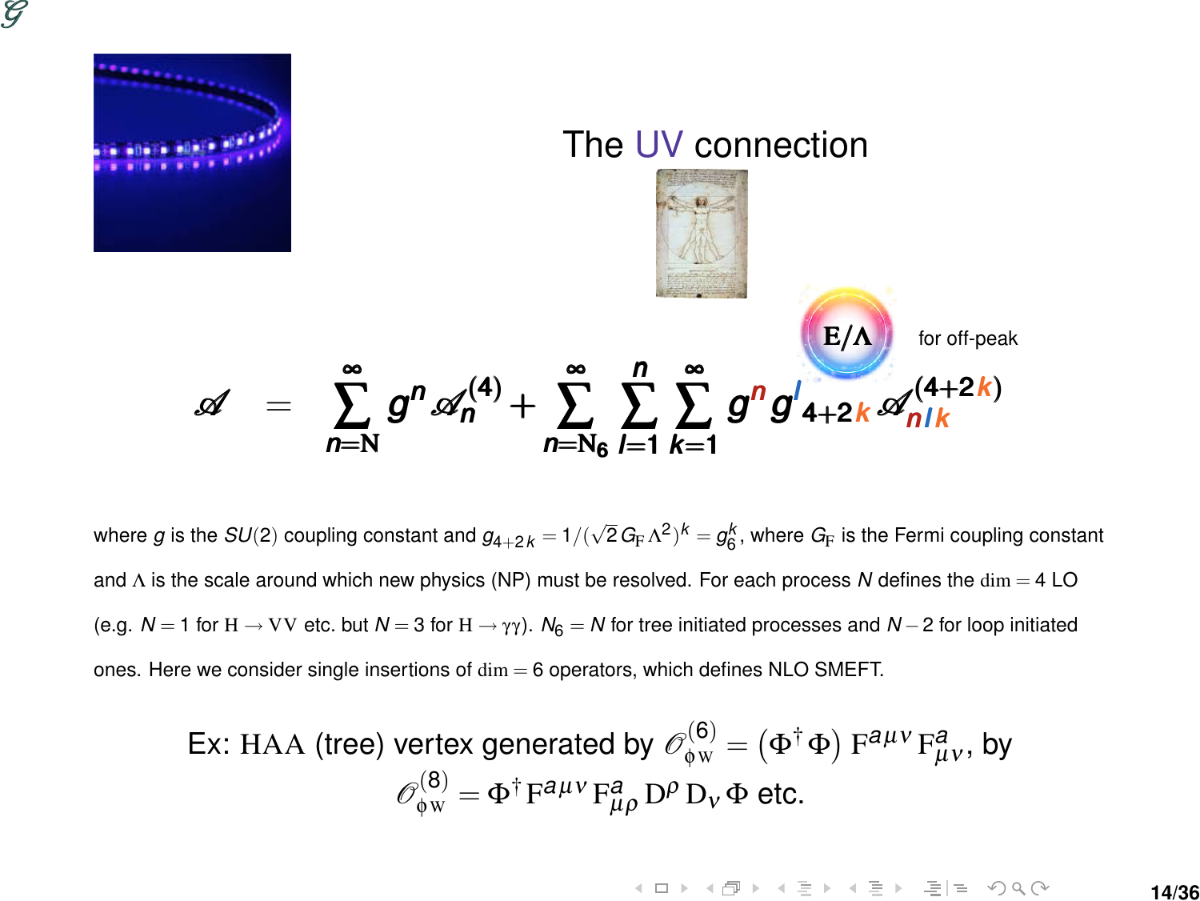# The UV connection

$E/\Lambda$ for off-peak

$$\mathscr{A} = \sum_{n=N}^{\infty} g^n \mathscr{A}_n^{(4)} + \sum_{n=N_6}^{\infty} \sum_{l=1}^{n} \sum_{k=1}^{\infty} g^n g_{4+2k}^{l} \mathscr{A}_{nlk}^{(4+2k)}$$

where $g$ is the $SU(2)$ coupling constant and $g_{4+2k} = 1/(\sqrt{2}\, G_F \Lambda^2)^k = g_6^k$, where $G_F$ is the Fermi coupling constant and $\Lambda$ is the scale around which new physics (NP) must be resolved. For each process $N$ defines the $\dim = 4$ LO (e.g. $N = 1$ for $H \to VV$ etc. but $N = 3$ for $H \to \gamma\gamma$). $N_6 = N$ for tree initiated processes and $N - 2$ for loop initiated ones. Here we consider single insertions of $\dim = 6$ operators, which defines NLO SMEFT.

Ex: HAA (tree) vertex generated by $\mathscr{O}_{\phi W}^{(6)} = \left(\Phi^\dagger \Phi\right) F^{a\mu\nu} F^{a}_{\mu\nu}$, by $\mathscr{O}_{\phi W}^{(8)} = \Phi^\dagger F^{a\mu\nu} F^{a}_{\mu\rho} D^{\rho} D_{\nu} \Phi$ etc.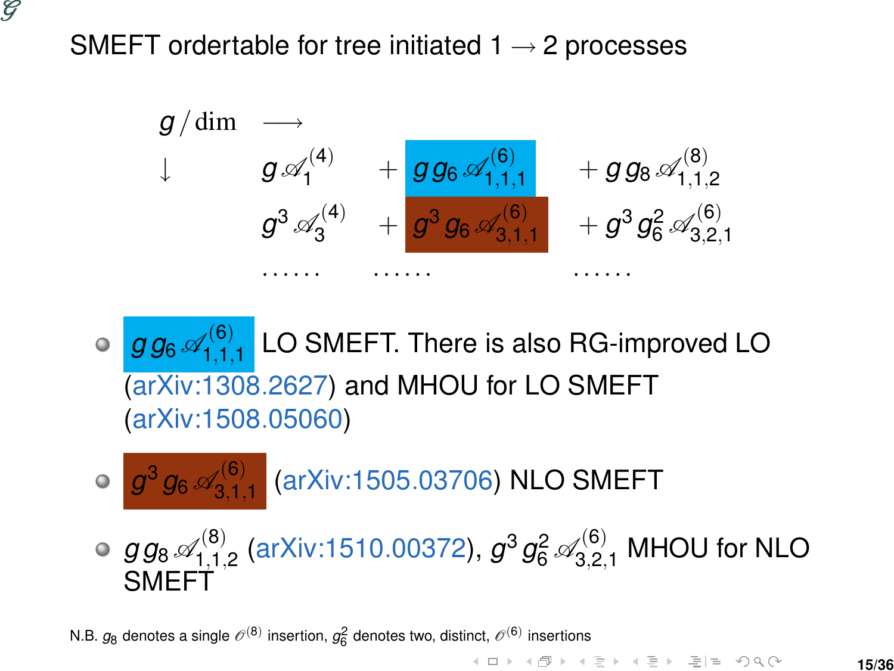# SMEFT ordertable for tree initiated $1 \to 2$ processes

$$
\begin{array}{llll}
g\,/\,\text{dim} & \longrightarrow & & \\
\downarrow & g\,\mathscr{A}_1^{(4)} & +\; g\,g_6\,\mathscr{A}_{1,1,1}^{(6)} & +\; g\,g_8\,\mathscr{A}_{1,1,2}^{(8)} \\
 & g^3\,\mathscr{A}_3^{(4)} & +\; g^3\,g_6\,\mathscr{A}_{3,1,1}^{(6)} & +\; g^3\,g_6^2\,\mathscr{A}_{3,2,1}^{(6)} \\
 & \cdots\cdots & \cdots\cdots & \cdots\cdots
\end{array}
$$

- $g\,g_6\,\mathscr{A}_{1,1,1}^{(6)}$ LO SMEFT. There is also RG-improved LO (arXiv:1308.2627) and MHOU for LO SMEFT (arXiv:1508.05060)
- $g^3\,g_6\,\mathscr{A}_{3,1,1}^{(6)}$ (arXiv:1505.03706) NLO SMEFT
- $g\,g_8\,\mathscr{A}_{1,1,2}^{(8)}$ (arXiv:1510.00372), $g^3\,g_6^2\,\mathscr{A}_{3,2,1}^{(6)}$ MHOU for NLO SMEFT

N.B. $g_8$ denotes a single $\mathscr{O}^{(8)}$ insertion, $g_6^2$ denotes two, distinct, $\mathscr{O}^{(6)}$ insertions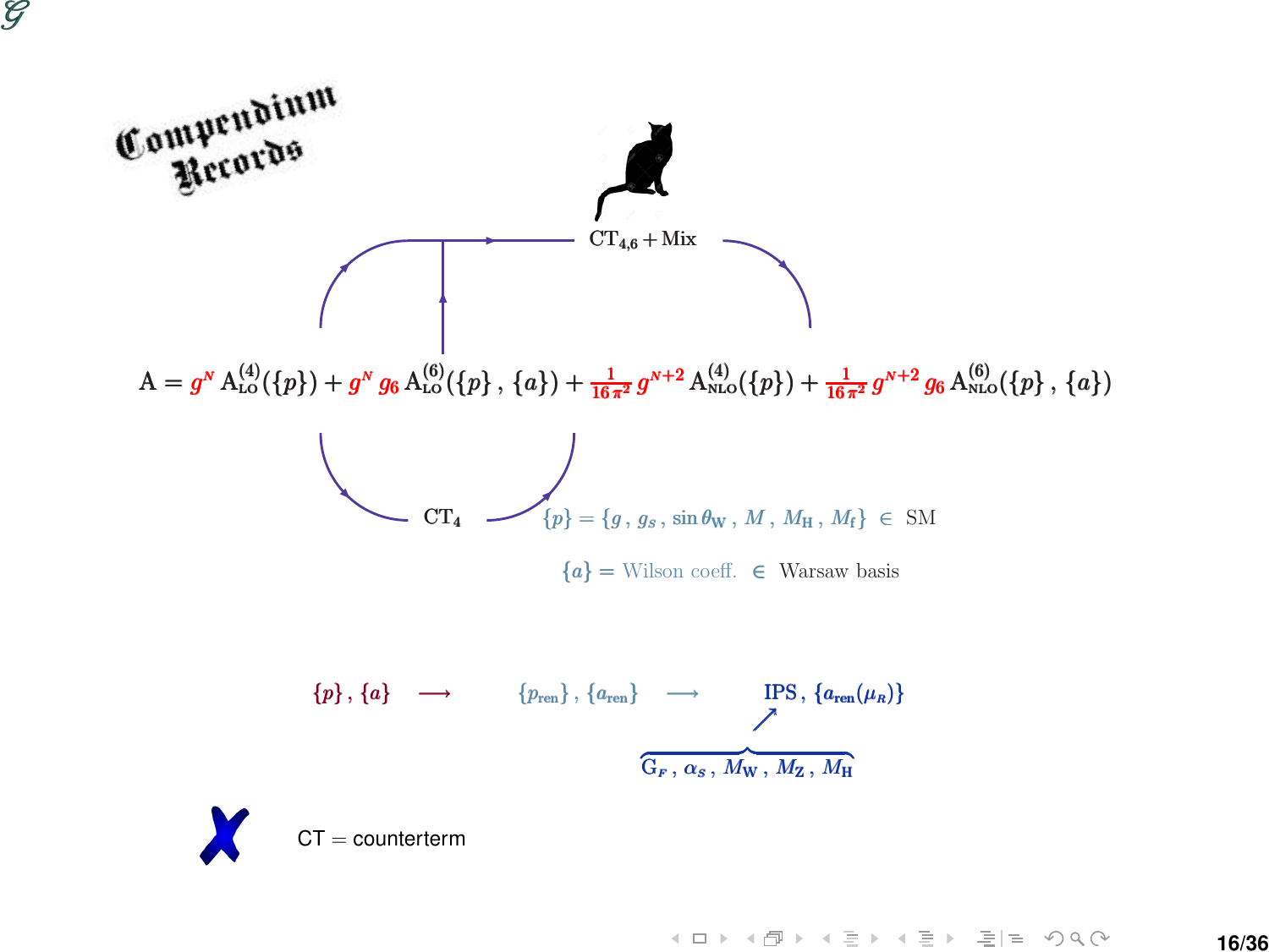Compendium Records

$\mathrm{CT}_{4,6} + \mathrm{Mix}$

$$\mathrm{A} = g^{N}\,\mathrm{A}^{(4)}_{\mathrm{LO}}(\{p\}) + g^{N}\,g_6\,\mathrm{A}^{(6)}_{\mathrm{LO}}(\{p\}\,,\,\{a\}) + \frac{1}{16\,\pi^2}\,g^{N+2}\,\mathrm{A}^{(4)}_{\mathrm{NLO}}(\{p\}) + \frac{1}{16\,\pi^2}\,g^{N+2}\,g_6\,\mathrm{A}^{(6)}_{\mathrm{NLO}}(\{p\}\,,\,\{a\})$$

$\mathrm{CT}_4$

$\{p\} = \{g\,,\,g_s\,,\,\sin\theta_{\mathrm{W}}\,,\,M\,,\,M_{\mathrm{H}}\,,\,M_{\mathrm{f}}\} \;\in\;$ SM

$\{a\} =$ Wilson coeff. $\in$ Warsaw basis

$\{p\}\,,\,\{a\} \;\longrightarrow\; \{p_{\mathrm{ren}}\}\,,\,\{a_{\mathrm{ren}}\} \;\longrightarrow\; \mathrm{IPS}\,,\,\{a_{\mathrm{ren}}(\mu_R)\}$

$\mathrm{G}_F\,,\,\alpha_s\,,\,M_{\mathrm{W}}\,,\,M_{\mathrm{Z}}\,,\,M_{\mathrm{H}}$

CT = counterterm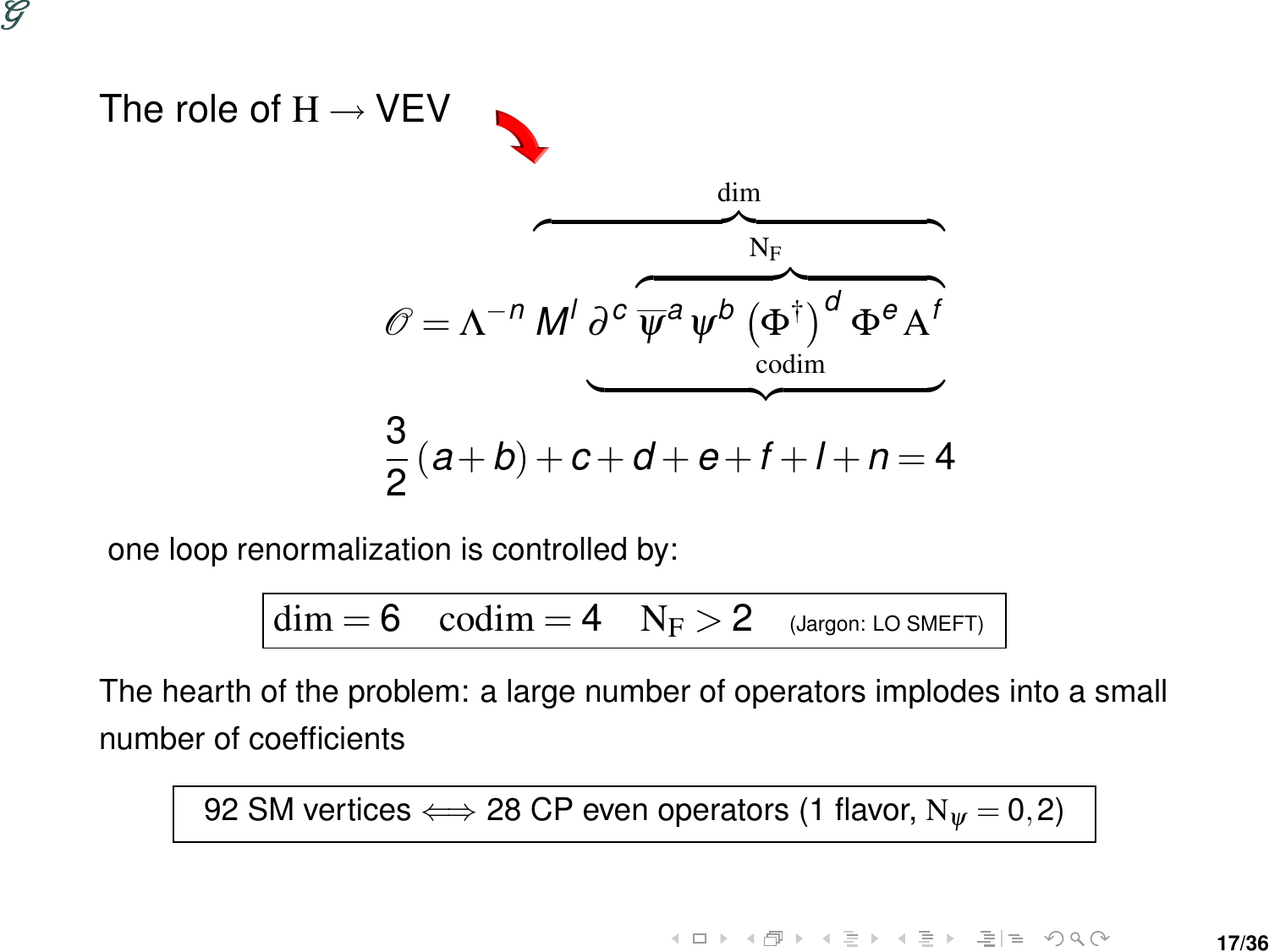## The role of $\mathrm{H} \to$ VEV

$$\mathscr{O} = \Lambda^{-n}\, M^l\, \partial^c\, \overbrace{\underbrace{\overbrace{\overline{\psi}^a\, \psi^b\, \left(\Phi^\dagger\right)^d\, \Phi^e\, \mathrm{A}^f}^{\mathrm{N_F}}}_{\mathrm{codim}}}^{\mathrm{dim}}$$

$$\frac{3}{2}(a+b)+c+d+e+f+l+n=4$$

one loop renormalization is controlled by:

$$\mathrm{dim} = 6 \quad \mathrm{codim} = 4 \quad \mathrm{N_F} > 2 \quad \text{(Jargon: LO SMEFT)}$$

The hearth of the problem: a large number of operators implodes into a small number of coefficients

92 SM vertices $\Longleftrightarrow$ 28 CP even operators (1 flavor, $\mathrm{N}_\psi = 0, 2$)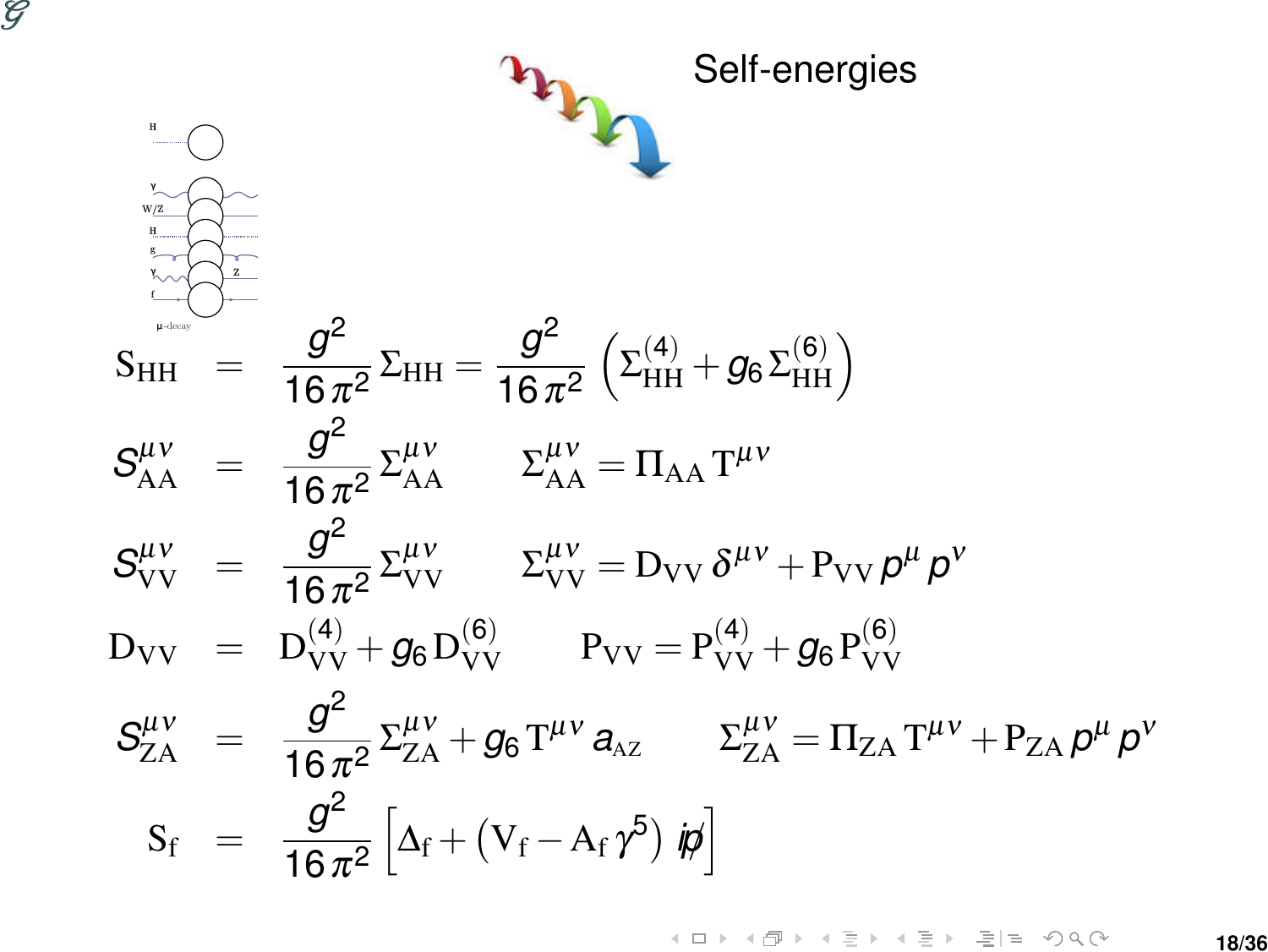## Self-energies

$$S_{HH} = \frac{g^2}{16\pi^2}\,\Sigma_{HH} = \frac{g^2}{16\pi^2}\left(\Sigma^{(4)}_{HH} + g_6\,\Sigma^{(6)}_{HH}\right)$$

$$S^{\mu\nu}_{AA} = \frac{g^2}{16\pi^2}\,\Sigma^{\mu\nu}_{AA} \qquad \Sigma^{\mu\nu}_{AA} = \Pi_{AA}\,T^{\mu\nu}$$

$$S^{\mu\nu}_{VV} = \frac{g^2}{16\pi^2}\,\Sigma^{\mu\nu}_{VV} \qquad \Sigma^{\mu\nu}_{VV} = D_{VV}\,\delta^{\mu\nu} + P_{VV}\,p^{\mu}\,p^{\nu}$$

$$D_{VV} = D^{(4)}_{VV} + g_6\,D^{(6)}_{VV} \qquad P_{VV} = P^{(4)}_{VV} + g_6\,P^{(6)}_{VV}$$

$$S^{\mu\nu}_{ZA} = \frac{g^2}{16\pi^2}\,\Sigma^{\mu\nu}_{ZA} + g_6\,T^{\mu\nu}\,a_{AZ} \qquad \Sigma^{\mu\nu}_{ZA} = \Pi_{ZA}\,T^{\mu\nu} + P_{ZA}\,p^{\mu}\,p^{\nu}$$

$$S_f = \frac{g^2}{16\pi^2}\left[\Delta_f + \left(V_f - A_f\,\gamma^5\right)\,i\not{p}\right]$$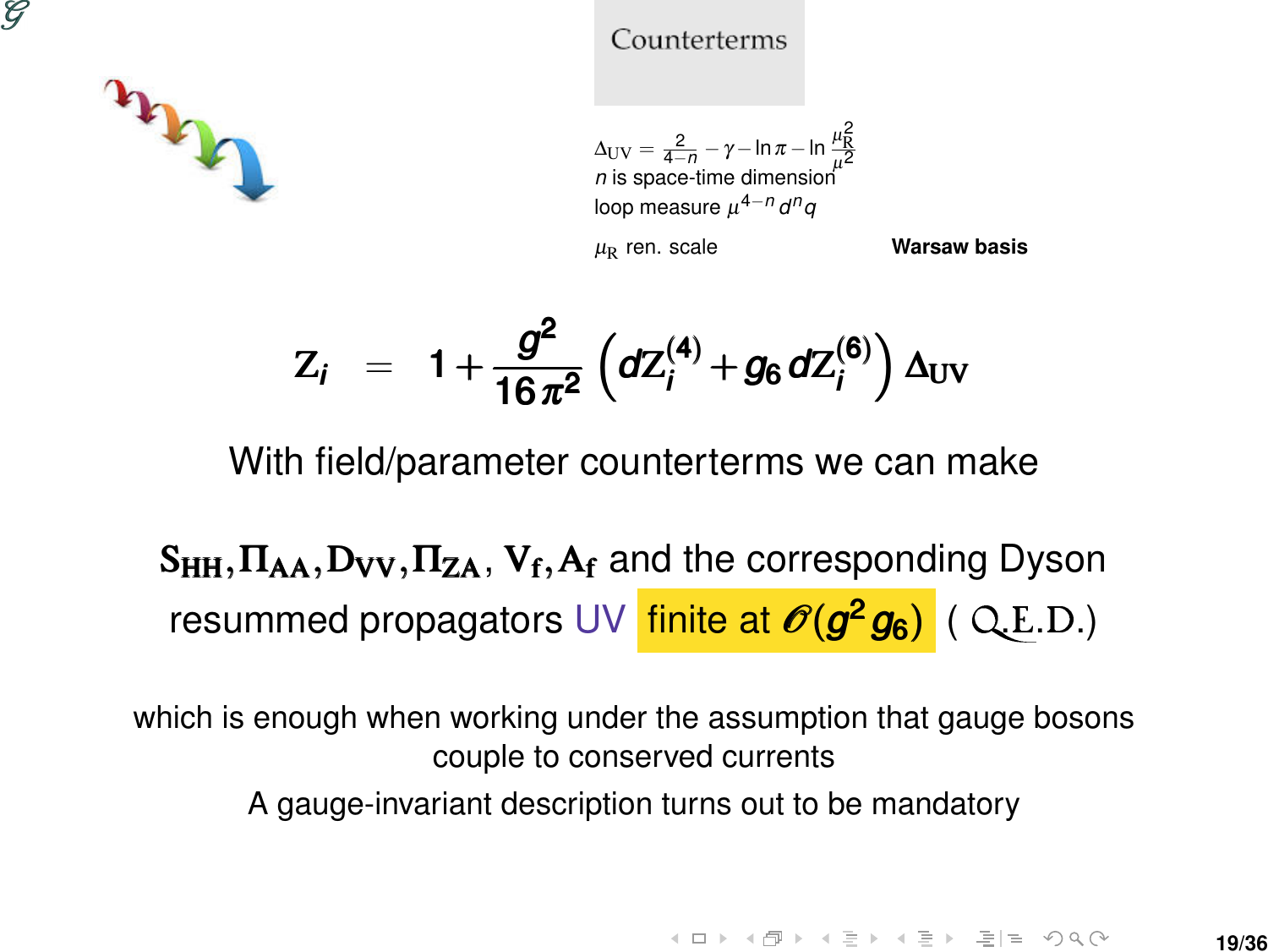# Counterterms

$\Delta_{\mathrm{UV}} = \frac{2}{4-n} - \gamma - \ln\pi - \ln\frac{\mu_{\mathrm{R}}^2}{\mu^2}$
$n$ is space-time dimension
loop measure $\mu^{4-n}\, d^n q$

$\mu_{\mathrm{R}}$ ren. scale

**Warsaw basis**

$$Z_i = 1 + \frac{g^2}{16\pi^2}\left(dZ_i^{(4)} + g_6\, dZ_i^{(6)}\right)\Delta_{\mathrm{UV}}$$

With field/parameter counterterms we can make

$\mathbf{S_{HH}}, \mathbf{\Pi_{AA}}, \mathbf{D_{VV}}, \mathbf{\Pi_{ZA}}, \mathbf{V_f}, \mathbf{A_f}$ and the corresponding Dyson resummed propagators UV finite at $\mathcal{O}(g^2 g_6)$ ( Q.E.D.)

which is enough when working under the assumption that gauge bosons couple to conserved currents

A gauge-invariant description turns out to be mandatory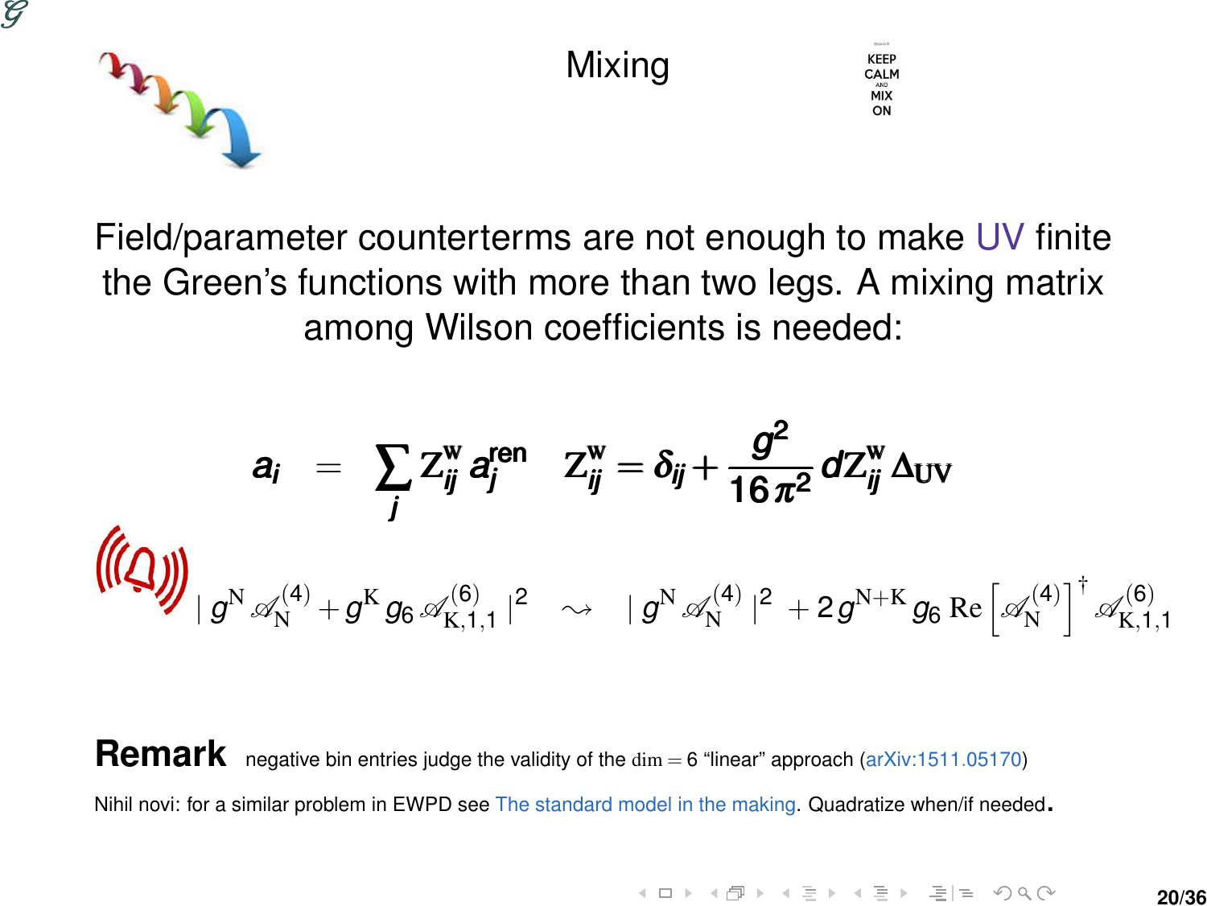# Mixing

KEEP CALM AND MIX ON

Field/parameter counterterms are not enough to make UV finite the Green's functions with more than two legs. A mixing matrix among Wilson coefficients is needed:

$$a_i = \sum_j Z^{\mathrm{w}}_{ij}\, a^{\mathrm{ren}}_j \qquad Z^{\mathrm{w}}_{ij} = \delta_{ij} + \frac{g^2}{16\pi^2}\, dZ^{\mathrm{w}}_{ij}\, \Delta_{\mathrm{UV}}$$

$$|\, g^{\mathrm{N}} \mathscr{A}^{(4)}_{\mathrm{N}} + g^{\mathrm{K}} g_6 \mathscr{A}^{(6)}_{\mathrm{K},1,1} \,|^2 \quad \rightsquigarrow \quad |\, g^{\mathrm{N}} \mathscr{A}^{(4)}_{\mathrm{N}} \,|^2 + 2\, g^{\mathrm{N+K}} g_6\, \mathrm{Re}\left[\mathscr{A}^{(4)}_{\mathrm{N}}\right]^{\dagger} \mathscr{A}^{(6)}_{\mathrm{K},1,1}$$

**Remark** negative bin entries judge the validity of the $\dim = 6$ "linear" approach (arXiv:1511.05170)

Nihil novi: for a similar problem in EWPD see The standard model in the making. Quadratize when/if needed.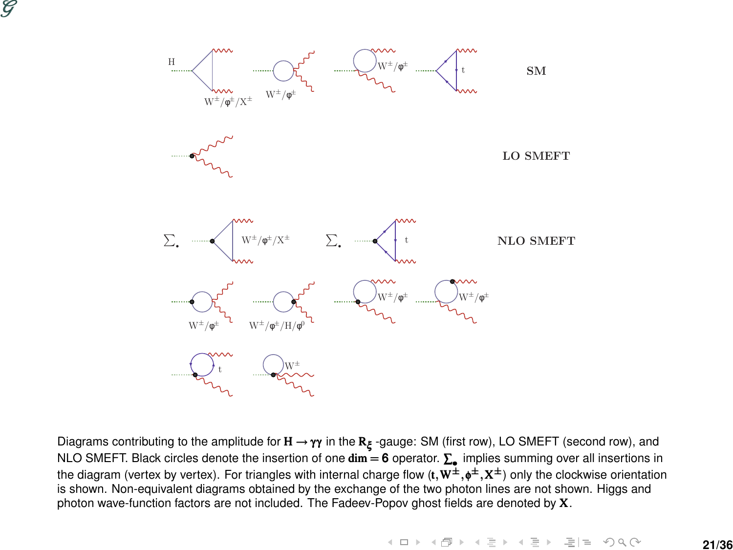SM

LO SMEFT

NLO SMEFT

Diagrams contributing to the amplitude for $\mathbf{H \to \gamma\gamma}$ in the $\mathbf{R_\xi}$ -gauge: SM (first row), LO SMEFT (second row), and NLO SMEFT. Black circles denote the insertion of one $\mathbf{dim = 6}$ operator. $\mathbf{\sum_{\bullet}}$ implies summing over all insertions in the diagram (vertex by vertex). For triangles with internal charge flow ($\mathbf{t, W^{\pm}, \phi^{\pm}, X^{\pm}}$) only the clockwise orientation is shown. Non-equivalent diagrams obtained by the exchange of the two photon lines are not shown. Higgs and photon wave-function factors are not included. The Fadeev-Popov ghost fields are denoted by $\mathbf{X}$.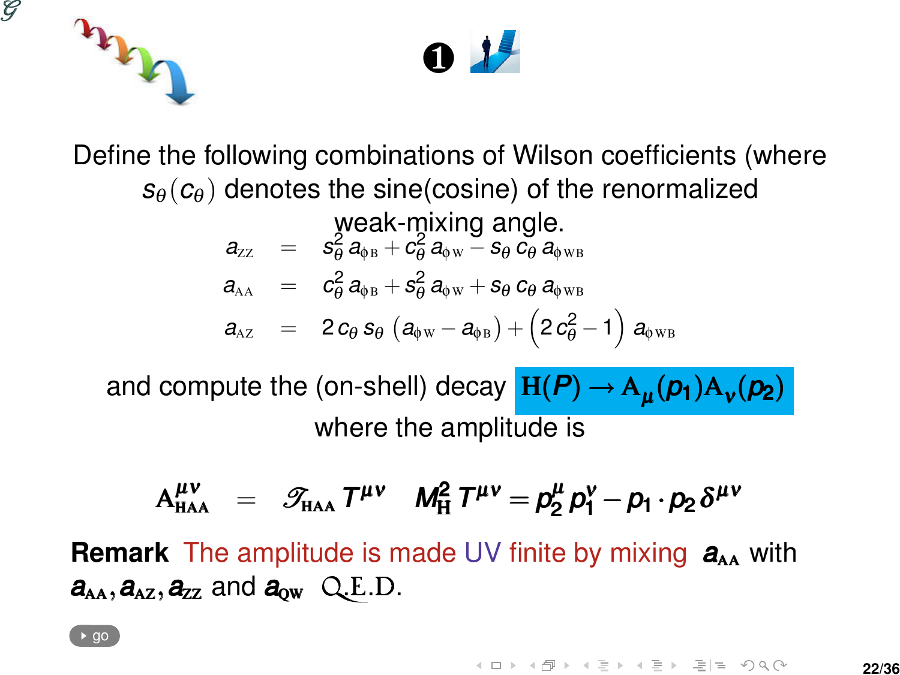❶

Define the following combinations of Wilson coefficients (where $s_\theta(c_\theta)$ denotes the sine(cosine) of the renormalized weak-mixing angle.

$$
\begin{aligned}
a_{\mathrm{ZZ}} &= s_\theta^2\, a_{\phi\,\mathrm{B}} + c_\theta^2\, a_{\phi\,\mathrm{W}} - s_\theta\, c_\theta\, a_{\phi\,\mathrm{WB}} \\
a_{\mathrm{AA}} &= c_\theta^2\, a_{\phi\,\mathrm{B}} + s_\theta^2\, a_{\phi\,\mathrm{W}} + s_\theta\, c_\theta\, a_{\phi\,\mathrm{WB}} \\
a_{\mathrm{AZ}} &= 2\, c_\theta\, s_\theta\, \left(a_{\phi\,\mathrm{W}} - a_{\phi\,\mathrm{B}}\right) + \left(2\, c_\theta^2 - 1\right)\, a_{\phi\,\mathrm{WB}}
\end{aligned}
$$

and compute the (on-shell) decay $\mathrm{H}(P) \to \mathrm{A}_\mu(p_1)\mathrm{A}_\nu(p_2)$ where the amplitude is

$$
\mathrm{A}^{\mu\nu}_{\mathrm{HAA}} = \mathscr{T}_{\mathrm{HAA}}\, T^{\mu\nu} \qquad M^2_{\mathrm{H}}\, T^{\mu\nu} = p_2^\mu\, p_1^\nu - p_1 \cdot p_2\, \delta^{\mu\nu}
$$

**Remark** The amplitude is made UV finite by mixing $a_{\mathrm{AA}}$ with $a_{\mathrm{AA}}, a_{\mathrm{AZ}}, a_{\mathrm{ZZ}}$ and $a_{\mathrm{QW}}$ Q.E.D.

go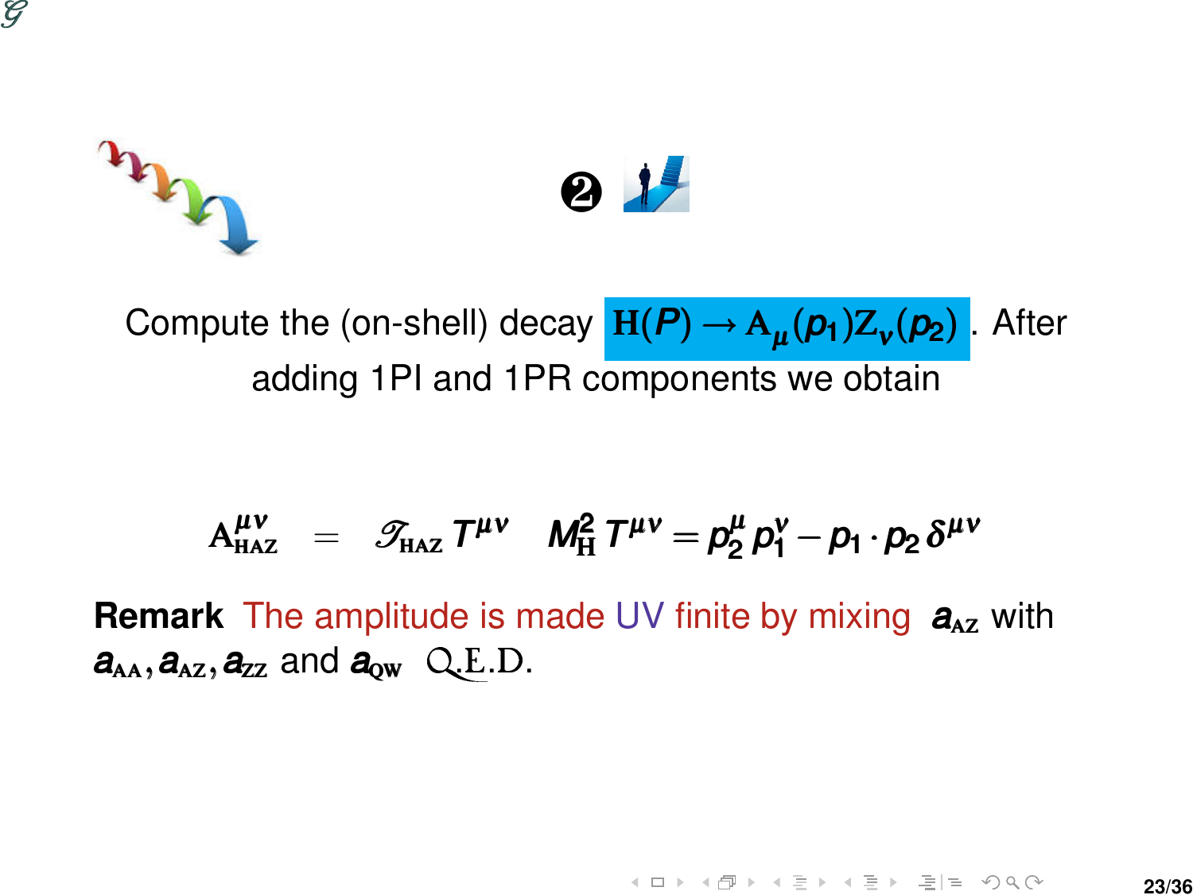❷

Compute the (on-shell) decay $\mathrm{H}(P) \to \mathrm{A}_\mu(p_1)\mathrm{Z}_\nu(p_2)$. After adding 1PI and 1PR components we obtain

$$\mathrm{A}^{\mu\nu}_{\mathrm{HAZ}} = \mathscr{T}_{\mathrm{HAZ}}\, T^{\mu\nu} \qquad M^2_{\mathrm{H}}\, T^{\mu\nu} = p_2^\mu\, p_1^\nu - p_1 \cdot p_2\, \delta^{\mu\nu}$$

**Remark** The amplitude is made UV finite by mixing $a_{\mathrm{AZ}}$ with $a_{\mathrm{AA}}, a_{\mathrm{AZ}}, a_{\mathrm{ZZ}}$ and $a_{\mathrm{QW}}$ Q.E.D.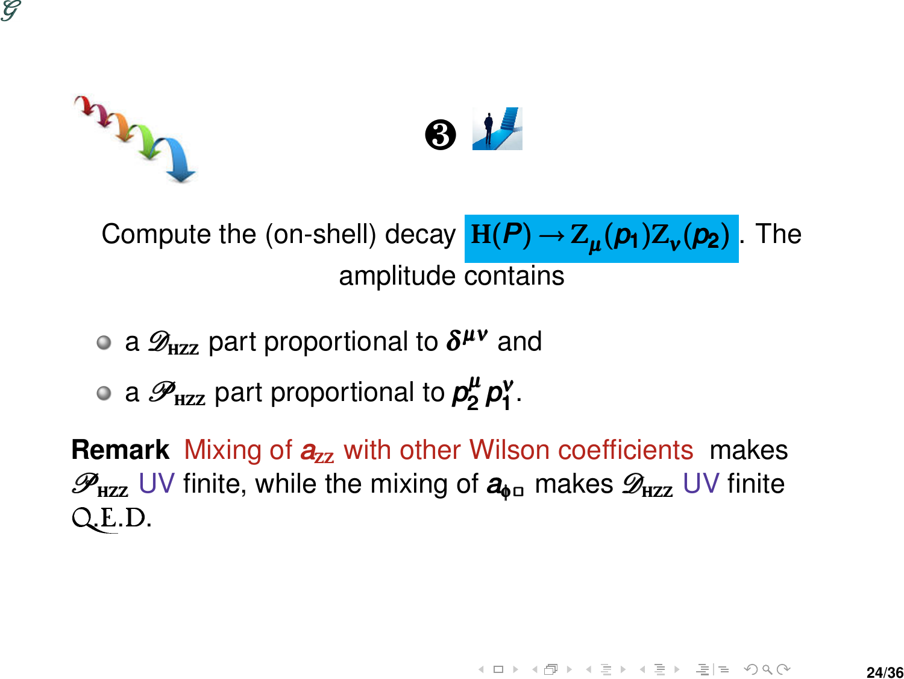❸

Compute the (on-shell) decay $\mathrm{H}(P) \to \mathrm{Z}_{\mu}(p_1)\mathrm{Z}_{\nu}(p_2)$. The amplitude contains

- a $\mathscr{D}_{\mathrm{HZZ}}$ part proportional to $\delta^{\mu\nu}$ and
- a $\mathscr{P}_{\mathrm{HZZ}}$ part proportional to $p_2^{\mu}\, p_1^{\nu}$.

**Remark** Mixing of $a_{\mathrm{ZZ}}$ with other Wilson coefficients makes $\mathscr{P}_{\mathrm{HZZ}}$ UV finite, while the mixing of $a_{\phi\Box}$ makes $\mathscr{D}_{\mathrm{HZZ}}$ UV finite Q.E.D.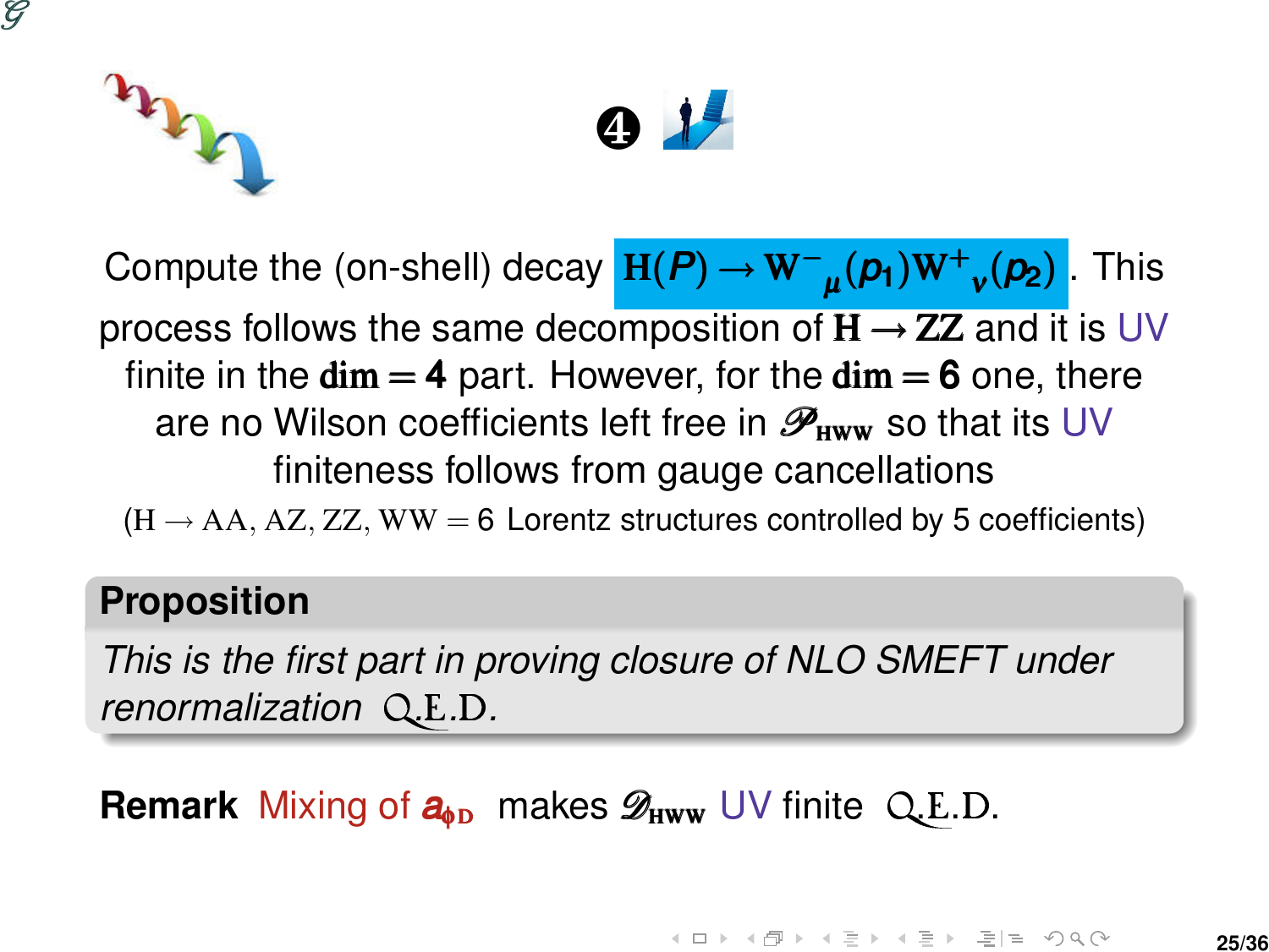❹

Compute the (on-shell) decay $\mathrm{H}(P) \to \mathrm{W}^{-}{}_{\mu}(p_1)\mathrm{W}^{+}{}_{\nu}(p_2)$. This process follows the same decomposition of $\mathrm{H} \to \mathrm{ZZ}$ and it is UV finite in the $\dim = 4$ part. However, for the $\dim = 6$ one, there are no Wilson coefficients left free in $\mathscr{P}_{\mathrm{HWW}}$ so that its UV finiteness follows from gauge cancellations

($\mathrm{H} \to \mathrm{AA}, \mathrm{AZ}, \mathrm{ZZ}, \mathrm{WW} = 6$ Lorentz structures controlled by 5 coefficients)

**Proposition**

*This is the first part in proving closure of NLO SMEFT under renormalization* Q.E.D.

**Remark** Mixing of $a_{\phi \mathrm{D}}$ makes $\mathscr{D}_{\mathrm{HWW}}$ UV finite Q.E.D.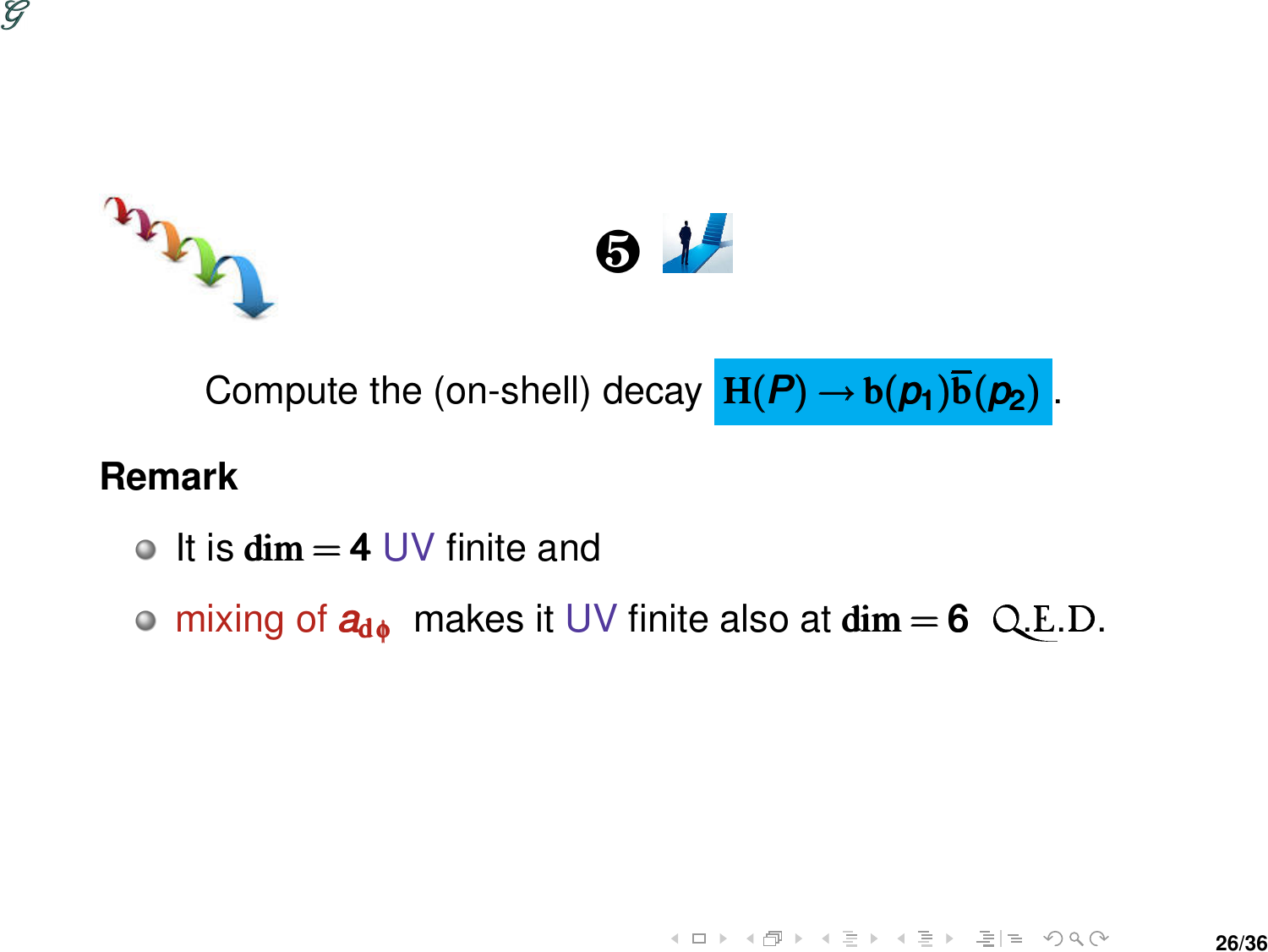❺

Compute the (on-shell) decay $\mathrm{H}(P) \to \mathrm{b}(p_1)\overline{\mathrm{b}}(p_2)$.

**Remark**

- It is $\mathbf{dim} = 4$ UV finite and
- mixing of $a_{\mathrm{d}\phi}$ makes it UV finite also at $\mathbf{dim} = 6$ Q.E.D.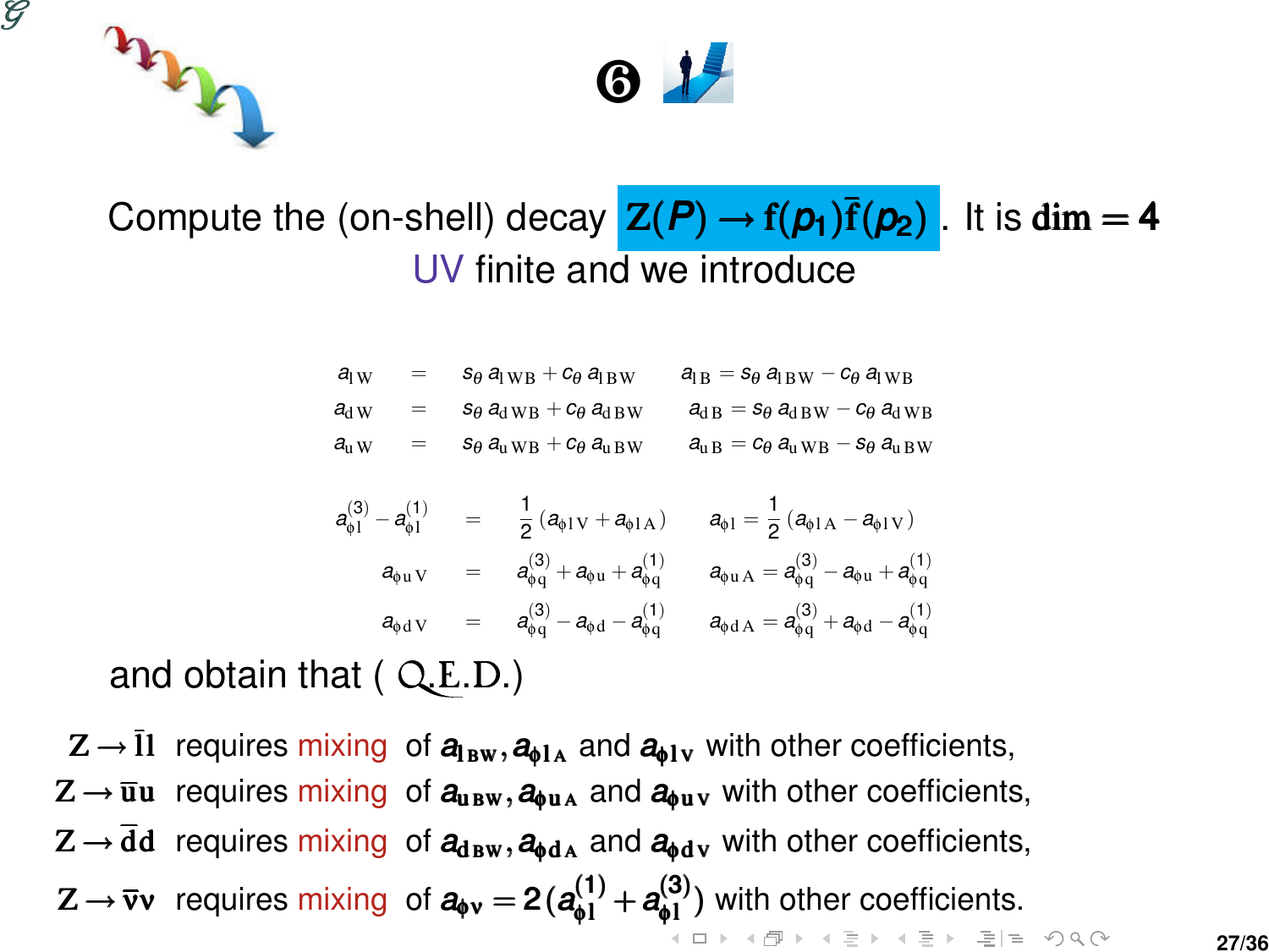❻

Compute the (on-shell) decay $\mathrm{Z}(P) \to \mathrm{f}(p_1)\bar{\mathrm{f}}(p_2)$. It is $\mathbf{dim} = 4$ UV finite and we introduce

$$
\begin{array}{lll}
a_{\mathrm{l\,W}} = s_\theta\, a_{\mathrm{l\,WB}} + c_\theta\, a_{\mathrm{l\,BW}} & & a_{\mathrm{l\,B}} = s_\theta\, a_{\mathrm{l\,BW}} - c_\theta\, a_{\mathrm{l\,WB}} \\
a_{\mathrm{d\,W}} = s_\theta\, a_{\mathrm{d\,WB}} + c_\theta\, a_{\mathrm{d\,BW}} & & a_{\mathrm{d\,B}} = s_\theta\, a_{\mathrm{d\,BW}} - c_\theta\, a_{\mathrm{d\,WB}} \\
a_{\mathrm{u\,W}} = s_\theta\, a_{\mathrm{u\,WB}} + c_\theta\, a_{\mathrm{u\,BW}} & & a_{\mathrm{u\,B}} = c_\theta\, a_{\mathrm{u\,WB}} - s_\theta\, a_{\mathrm{u\,BW}}
\end{array}
$$

$$
\begin{array}{lll}
a^{(3)}_{\phi\mathrm{l}} - a^{(1)}_{\phi\mathrm{l}} = \frac{1}{2}\left(a_{\phi\mathrm{l\,V}} + a_{\phi\mathrm{l\,A}}\right) & & a_{\phi\mathrm{l}} = \frac{1}{2}\left(a_{\phi\mathrm{l\,A}} - a_{\phi\mathrm{l\,V}}\right) \\
a_{\phi\mathrm{u\,V}} = a^{(3)}_{\phi\mathrm{q}} + a_{\phi\mathrm{u}} + a^{(1)}_{\phi\mathrm{q}} & & a_{\phi\mathrm{u\,A}} = a^{(3)}_{\phi\mathrm{q}} - a_{\phi\mathrm{u}} + a^{(1)}_{\phi\mathrm{q}} \\
a_{\phi\mathrm{d\,V}} = a^{(3)}_{\phi\mathrm{q}} - a_{\phi\mathrm{d}} - a^{(1)}_{\phi\mathrm{q}} & & a_{\phi\mathrm{d\,A}} = a^{(3)}_{\phi\mathrm{q}} + a_{\phi\mathrm{d}} - a^{(1)}_{\phi\mathrm{q}}
\end{array}
$$

and obtain that ( Q.E.D.)

- $\mathbf{Z} \to \bar{\mathbf{l}}\mathbf{l}$ requires mixing of $a_{\mathrm{l\,BW}}, a_{\phi\mathrm{l\,A}}$ and $a_{\phi\mathrm{l\,V}}$ with other coefficients,
- $\mathbf{Z} \to \bar{\mathbf{u}}\mathbf{u}$ requires mixing of $a_{\mathrm{u\,BW}}, a_{\phi\mathrm{u\,A}}$ and $a_{\phi\mathrm{u\,V}}$ with other coefficients,
- $\mathbf{Z} \to \bar{\mathbf{d}}\mathbf{d}$ requires mixing of $a_{\mathrm{d\,BW}}, a_{\phi\mathrm{d\,A}}$ and $a_{\phi\mathrm{d\,V}}$ with other coefficients,
- $\mathbf{Z} \to \bar{\nu}\nu$ requires mixing of $a_{\phi\nu} = 2\,(a^{(1)}_{\phi\mathrm{l}} + a^{(3)}_{\phi\mathrm{l}})$ with other coefficients.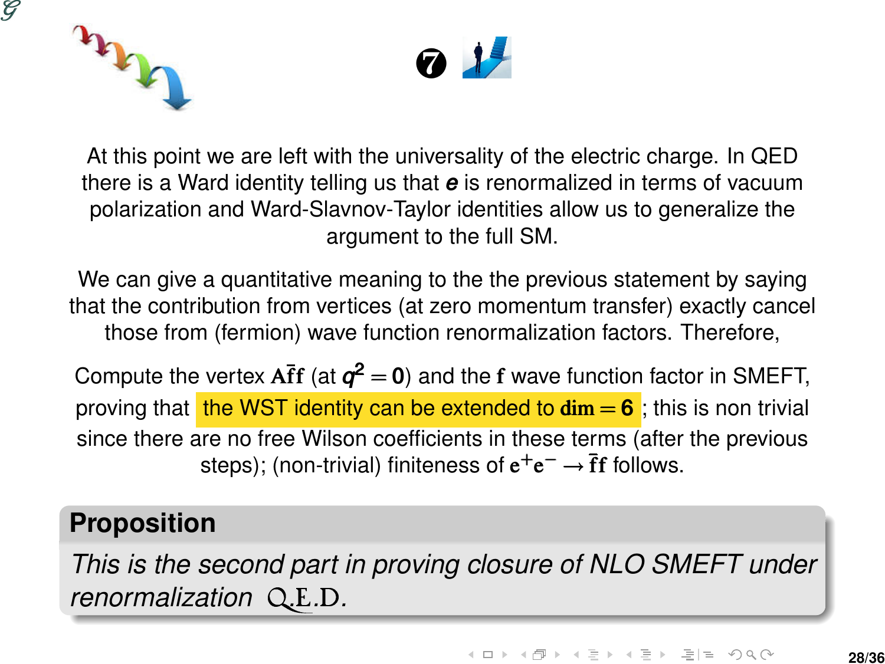❼

At this point we are left with the universality of the electric charge. In QED there is a Ward identity telling us that $e$ is renormalized in terms of vacuum polarization and Ward-Slavnov-Taylor identities allow us to generalize the argument to the full SM.

We can give a quantitative meaning to the the previous statement by saying that the contribution from vertices (at zero momentum transfer) exactly cancel those from (fermion) wave function renormalization factors. Therefore,

Compute the vertex $\mathrm{A}\bar{\mathrm{f}}\mathrm{f}$ (at $q^2 = 0$) and the $\mathrm{f}$ wave function factor in SMEFT, proving that the WST identity can be extended to $\mathrm{dim} = 6$; this is non trivial since there are no free Wilson coefficients in these terms (after the previous steps); (non-trivial) finiteness of $\mathrm{e}^+\mathrm{e}^- \to \bar{\mathrm{f}}\mathrm{f}$ follows.

**Proposition**

*This is the second part in proving closure of NLO SMEFT under renormalization* Q.E.D.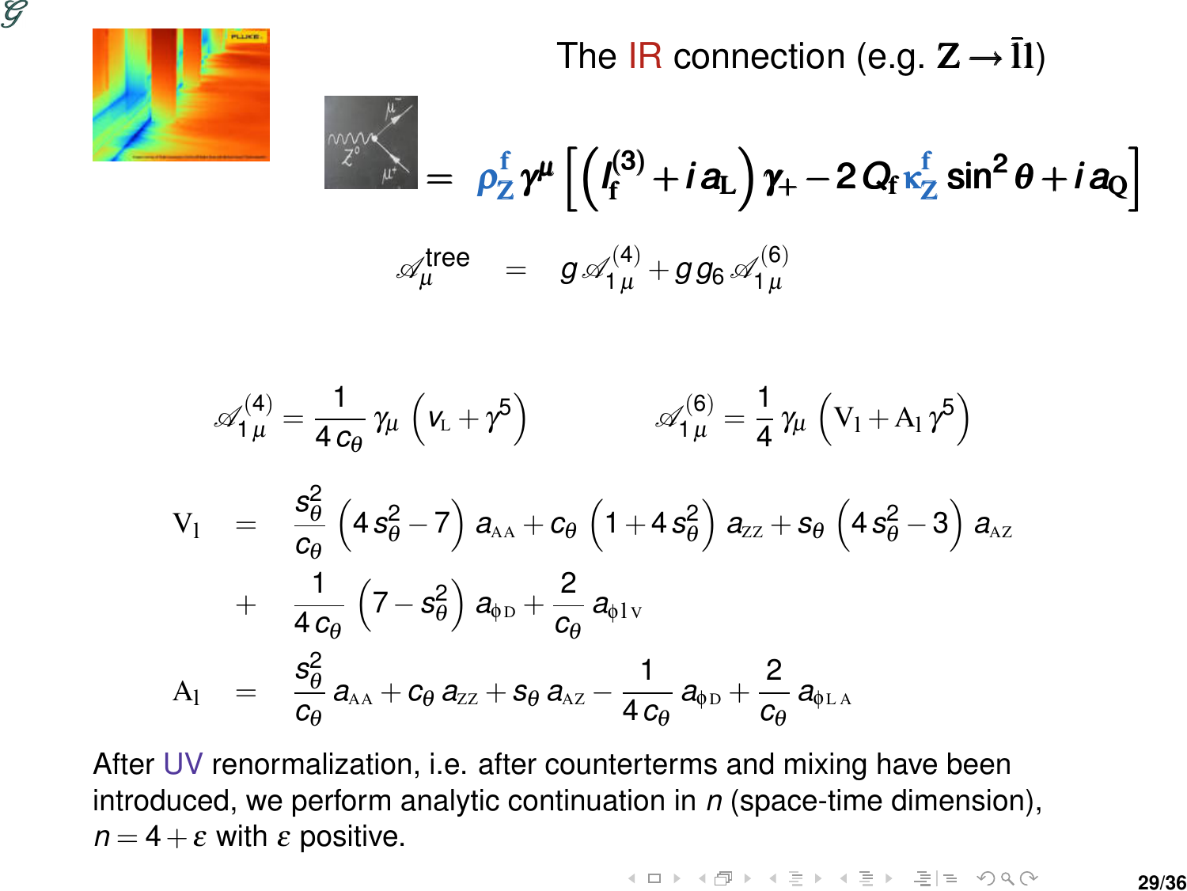## The IR connection (e.g. $Z \to \bar{l}l$)

$$= \rho_Z^f \gamma^\mu \left[ \left( I_f^{(3)} + i\, a_L \right) \gamma_+ - 2\, Q_f \kappa_Z^f \sin^2\theta + i\, a_Q \right]$$

$$\mathscr{A}_\mu^{\text{tree}} = g\, \mathscr{A}_{1\,\mu}^{(4)} + g\, g_6\, \mathscr{A}_{1\,\mu}^{(6)}$$

$$\mathscr{A}_{1\,\mu}^{(4)} = \frac{1}{4\, c_\theta} \gamma_\mu \left( v_L + \gamma^5 \right) \qquad \mathscr{A}_{1\,\mu}^{(6)} = \frac{1}{4} \gamma_\mu \left( V_l + A_l\, \gamma^5 \right)$$

$$\begin{aligned}
V_l &= \frac{s_\theta^2}{c_\theta} \left( 4\, s_\theta^2 - 7 \right) a_{AA} + c_\theta \left( 1 + 4\, s_\theta^2 \right) a_{ZZ} + s_\theta \left( 4\, s_\theta^2 - 3 \right) a_{AZ} \\
&+ \frac{1}{4\, c_\theta} \left( 7 - s_\theta^2 \right) a_{\phi D} + \frac{2}{c_\theta} a_{\phi 1 V} \\
A_l &= \frac{s_\theta^2}{c_\theta} a_{AA} + c_\theta\, a_{ZZ} + s_\theta\, a_{AZ} - \frac{1}{4\, c_\theta} a_{\phi D} + \frac{2}{c_\theta} a_{\phi L A}
\end{aligned}$$

After UV renormalization, i.e. after counterterms and mixing have been introduced, we perform analytic continuation in $n$ (space-time dimension), $n = 4 + \varepsilon$ with $\varepsilon$ positive.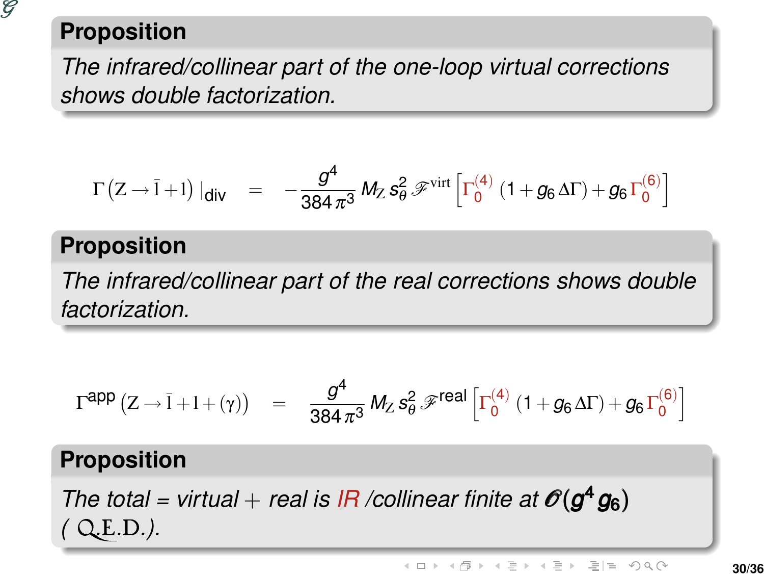**Proposition**

*The infrared/collinear part of the one-loop virtual corrections shows double factorization.*

$$\Gamma\left(\mathrm{Z} \to \bar{\mathrm{l}} + \mathrm{l}\right)\big|_{\mathrm{div}} = -\frac{g^4}{384\,\pi^3}\, M_{\mathrm{Z}}\, s_\theta^2\, \mathscr{F}^{\mathrm{virt}} \left[\Gamma_0^{(4)}\,\left(1 + g_6\,\Delta\Gamma\right) + g_6\,\Gamma_0^{(6)}\right]$$

**Proposition**

*The infrared/collinear part of the real corrections shows double factorization.*

$$\Gamma^{\mathrm{app}}\left(\mathrm{Z} \to \bar{\mathrm{l}} + \mathrm{l} + (\gamma)\right) = \frac{g^4}{384\,\pi^3}\, M_{\mathrm{Z}}\, s_\theta^2\, \mathscr{F}^{\mathrm{real}} \left[\Gamma_0^{(4)}\,\left(1 + g_6\,\Delta\Gamma\right) + g_6\,\Gamma_0^{(6)}\right]$$

**Proposition**

*The total = virtual + real is IR /collinear finite at* $\mathscr{O}(g^4\,g_6)$ *( Q.E.D.).*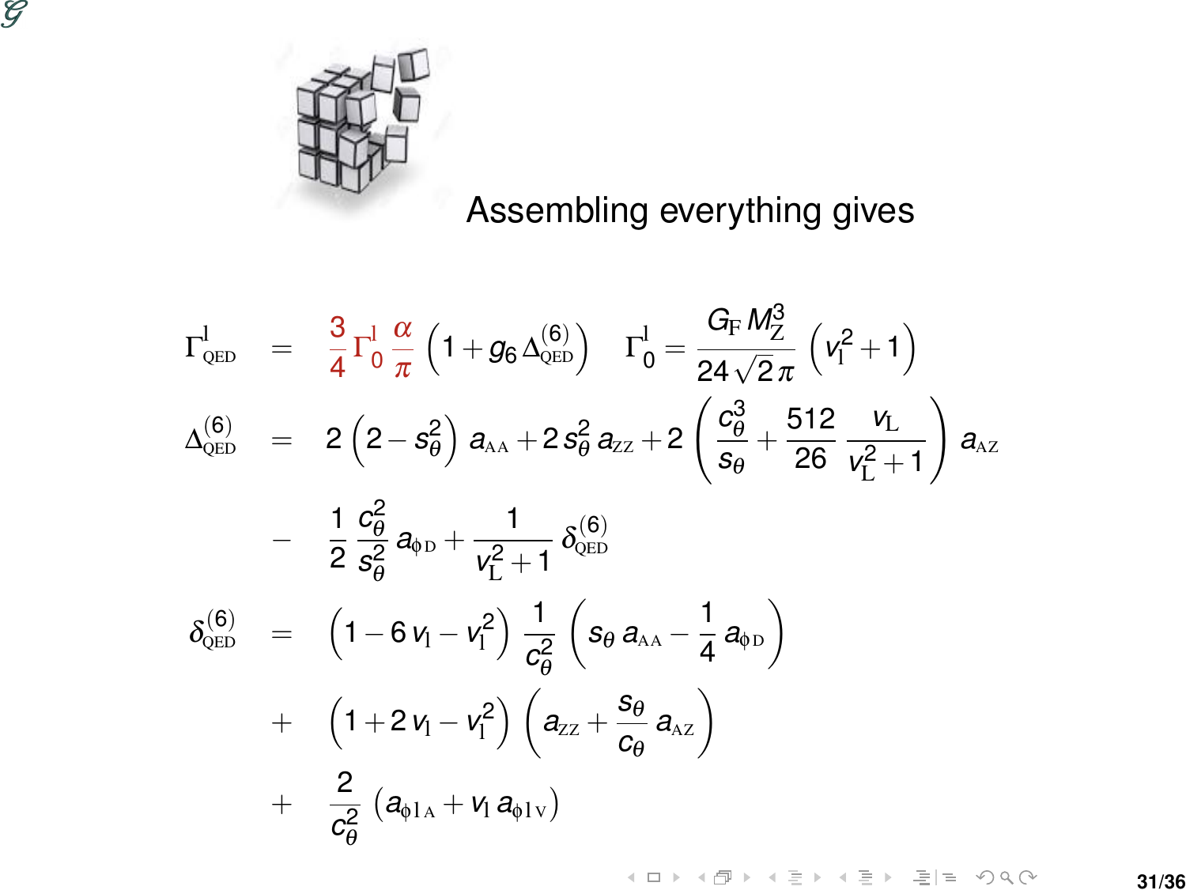Assembling everything gives

$$\Gamma^{\mathrm{l}}_{\mathrm{QED}} = \frac{3}{4}\Gamma^{\mathrm{l}}_{0}\,\frac{\alpha}{\pi}\left(1 + g_6\,\Delta^{(6)}_{\mathrm{QED}}\right) \qquad \Gamma^{\mathrm{l}}_{0} = \frac{G_{\mathrm{F}}\,M^3_{\mathrm{Z}}}{24\sqrt{2}\,\pi}\left(v^2_{\mathrm{l}} + 1\right)$$

$$\Delta^{(6)}_{\mathrm{QED}} = 2\left(2 - s^2_{\theta}\right)a_{\mathrm{AA}} + 2\,s^2_{\theta}\,a_{\mathrm{ZZ}} + 2\left(\frac{c^3_{\theta}}{s_{\theta}} + \frac{512}{26}\,\frac{v_{\mathrm{L}}}{v^2_{\mathrm{L}} + 1}\right)a_{\mathrm{AZ}}$$

$$- \frac{1}{2}\,\frac{c^2_{\theta}}{s^2_{\theta}}\,a_{\phi\,\mathrm{D}} + \frac{1}{v^2_{\mathrm{L}} + 1}\,\delta^{(6)}_{\mathrm{QED}}$$

$$\delta^{(6)}_{\mathrm{QED}} = \left(1 - 6\,v_{\mathrm{l}} - v^2_{\mathrm{l}}\right)\frac{1}{c^2_{\theta}}\left(s_{\theta}\,a_{\mathrm{AA}} - \frac{1}{4}\,a_{\phi\,\mathrm{D}}\right)$$

$$+ \left(1 + 2\,v_{\mathrm{l}} - v^2_{\mathrm{l}}\right)\left(a_{\mathrm{ZZ}} + \frac{s_{\theta}}{c_{\theta}}\,a_{\mathrm{AZ}}\right)$$

$$+ \frac{2}{c^2_{\theta}}\left(a_{\phi\,\mathrm{l\,A}} + v_{\mathrm{l}}\,a_{\phi\,\mathrm{l\,V}}\right)$$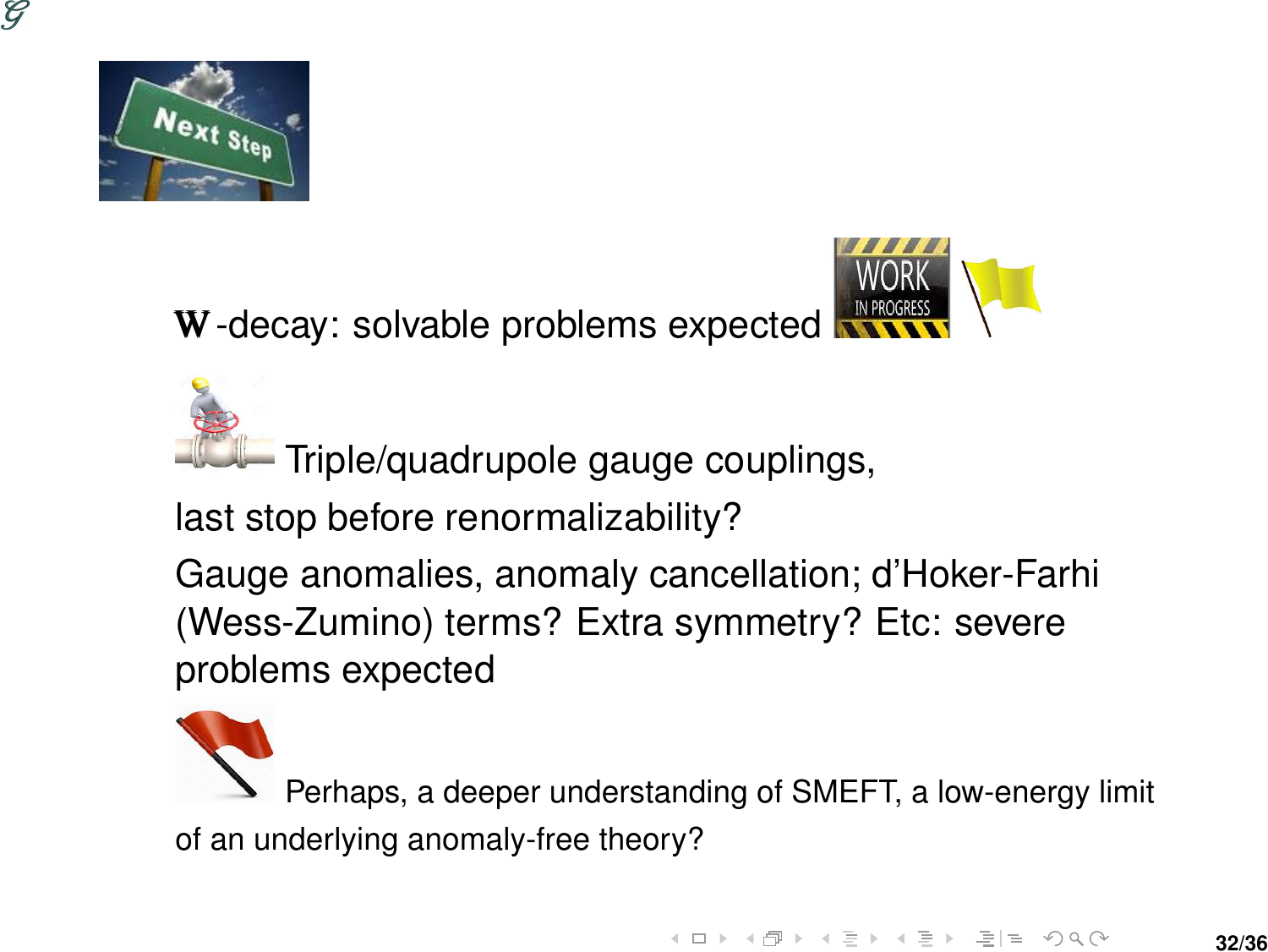**W**-decay: solvable problems expected

Triple/quadrupole gauge couplings,

last stop before renormalizability?

Gauge anomalies, anomaly cancellation; d'Hoker-Farhi (Wess-Zumino) terms? Extra symmetry? Etc: severe problems expected

Perhaps, a deeper understanding of SMEFT, a low-energy limit of an underlying anomaly-free theory?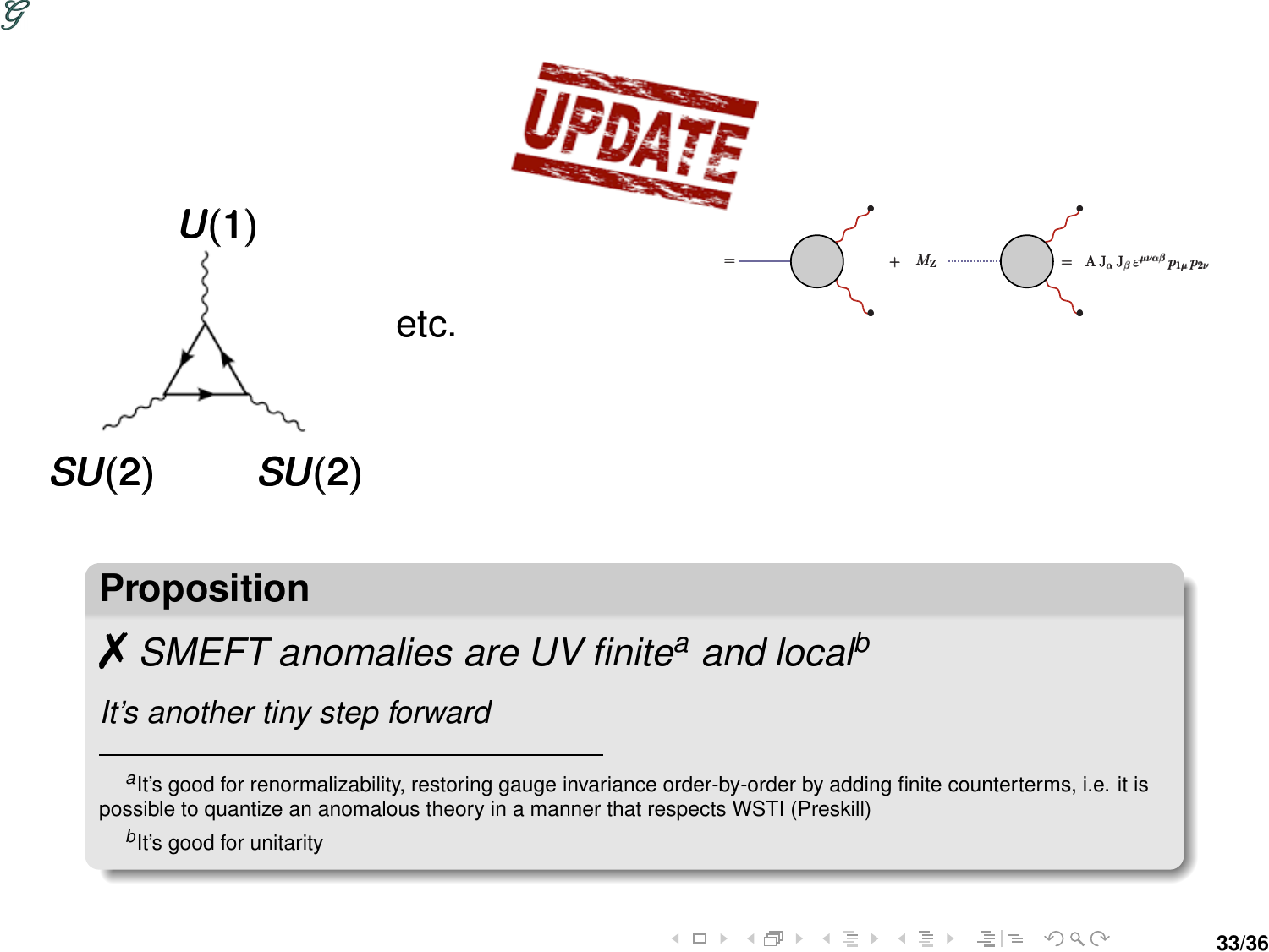$U(1)$

$SU(2)$ $SU(2)$

etc.

UPDATE

$= \quad + \; M_Z \quad = \; A\, J_\alpha\, J_\beta\, \varepsilon^{\mu\nu\alpha\beta}\, p_{1\mu}\, p_{2\nu}$

## Proposition

✗ *SMEFT anomalies are UV finite[a] and local[b]*

*It's another tiny step forward*

---

[a] It's good for renormalizability, restoring gauge invariance order-by-order by adding finite counterterms, i.e. it is possible to quantize an anomalous theory in a manner that respects WSTI (Preskill)

[b] It's good for unitarity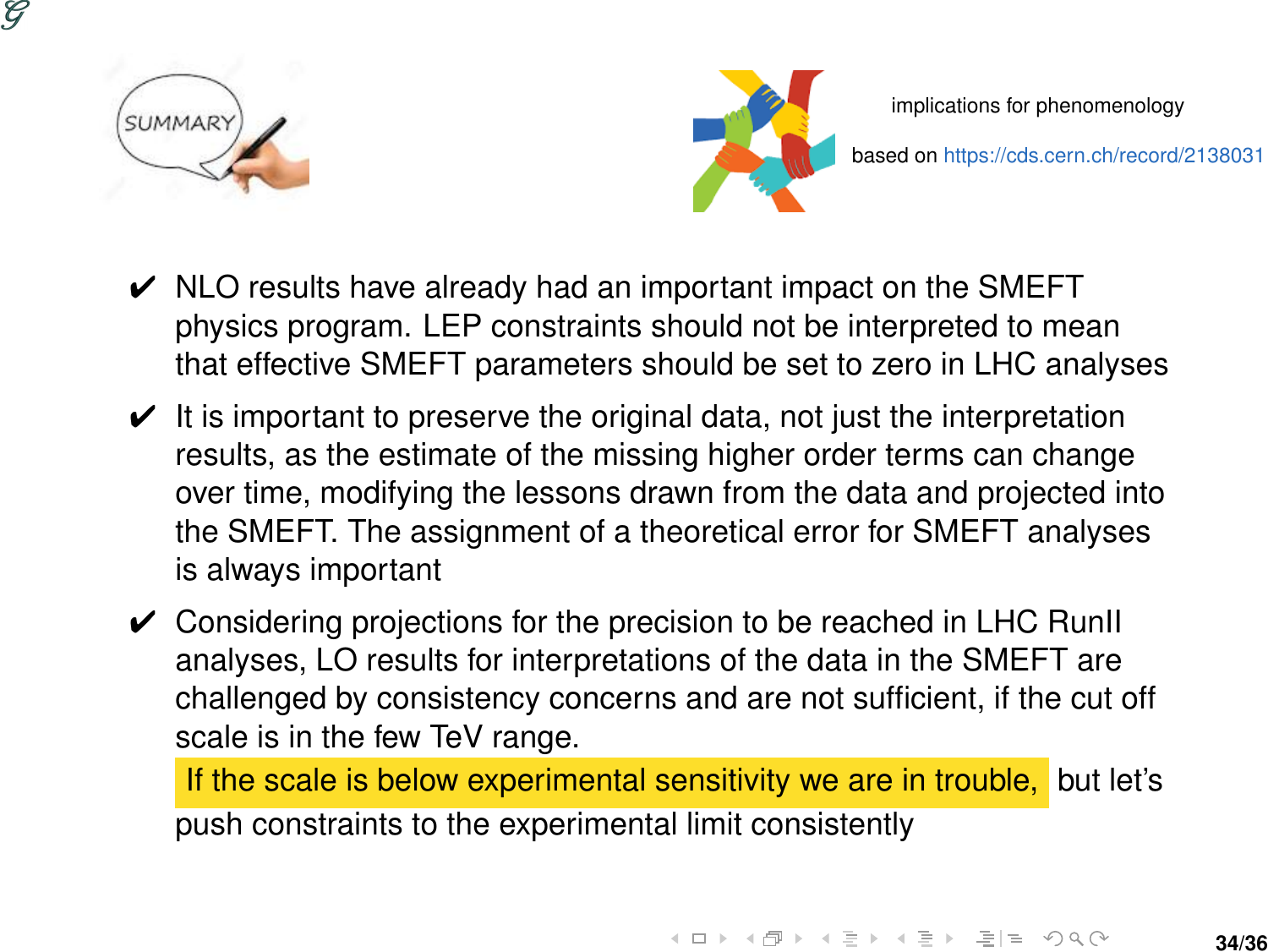implications for phenomenology

based on https://cds.cern.ch/record/2138031

- ✔ NLO results have already had an important impact on the SMEFT physics program. LEP constraints should not be interpreted to mean that effective SMEFT parameters should be set to zero in LHC analyses
- ✔ It is important to preserve the original data, not just the interpretation results, as the estimate of the missing higher order terms can change over time, modifying the lessons drawn from the data and projected into the SMEFT. The assignment of a theoretical error for SMEFT analyses is always important
- ✔ Considering projections for the precision to be reached in LHC RunII analyses, LO results for interpretations of the data in the SMEFT are challenged by consistency concerns and are not sufficient, if the cut off scale is in the few TeV range.

  If the scale is below experimental sensitivity we are in trouble, but let's push constraints to the experimental limit consistently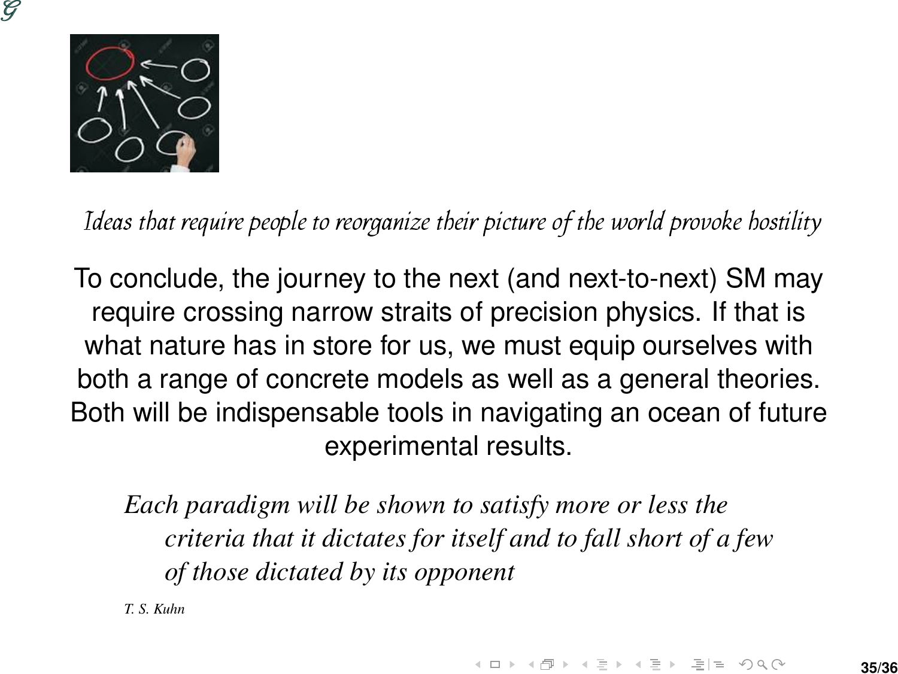*Ideas that require people to reorganize their picture of the world provoke hostility*

To conclude, the journey to the next (and next-to-next) SM may require crossing narrow straits of precision physics. If that is what nature has in store for us, we must equip ourselves with both a range of concrete models as well as a general theories. Both will be indispensable tools in navigating an ocean of future experimental results.

> *Each paradigm will be shown to satisfy more or less the criteria that it dictates for itself and to fall short of a few of those dictated by its opponent*
>
> *T. S. Kuhn*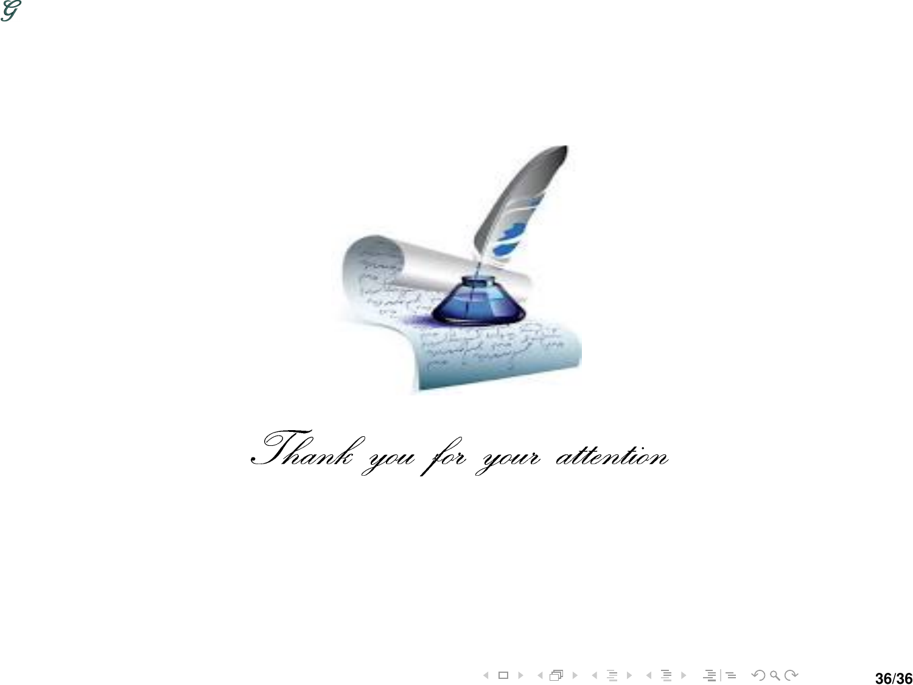*Thank you for your attention*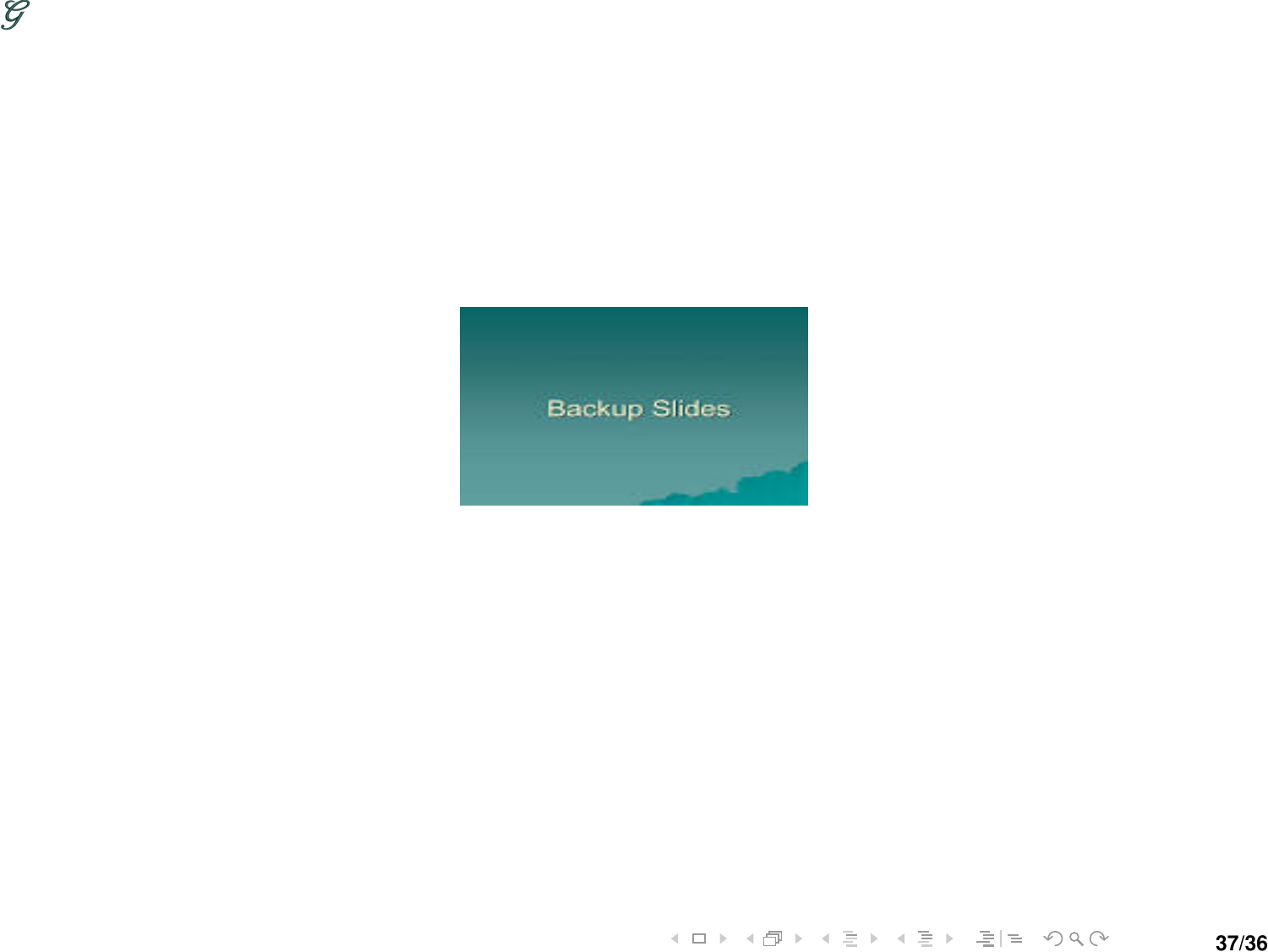Backup Slides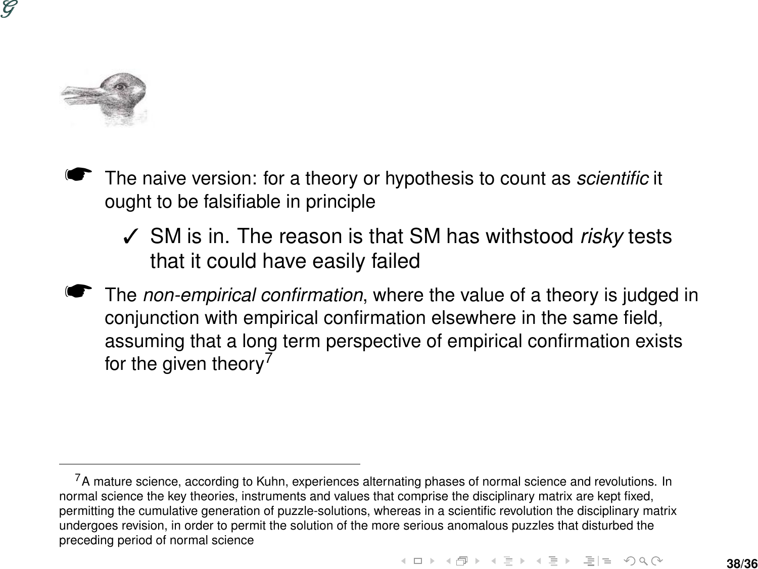- The naive version: for a theory or hypothesis to count as *scientific* it ought to be falsifiable in principle
  - ✓ SM is in. The reason is that SM has withstood *risky* tests that it could have easily failed
- The *non-empirical confirmation*, where the value of a theory is judged in conjunction with empirical confirmation elsewhere in the same field, assuming that a long term perspective of empirical confirmation exists for the given theory[7]

---

[7] A mature science, according to Kuhn, experiences alternating phases of normal science and revolutions. In normal science the key theories, instruments and values that comprise the disciplinary matrix are kept fixed, permitting the cumulative generation of puzzle-solutions, whereas in a scientific revolution the disciplinary matrix undergoes revision, in order to permit the solution of the more serious anomalous puzzles that disturbed the preceding period of normal science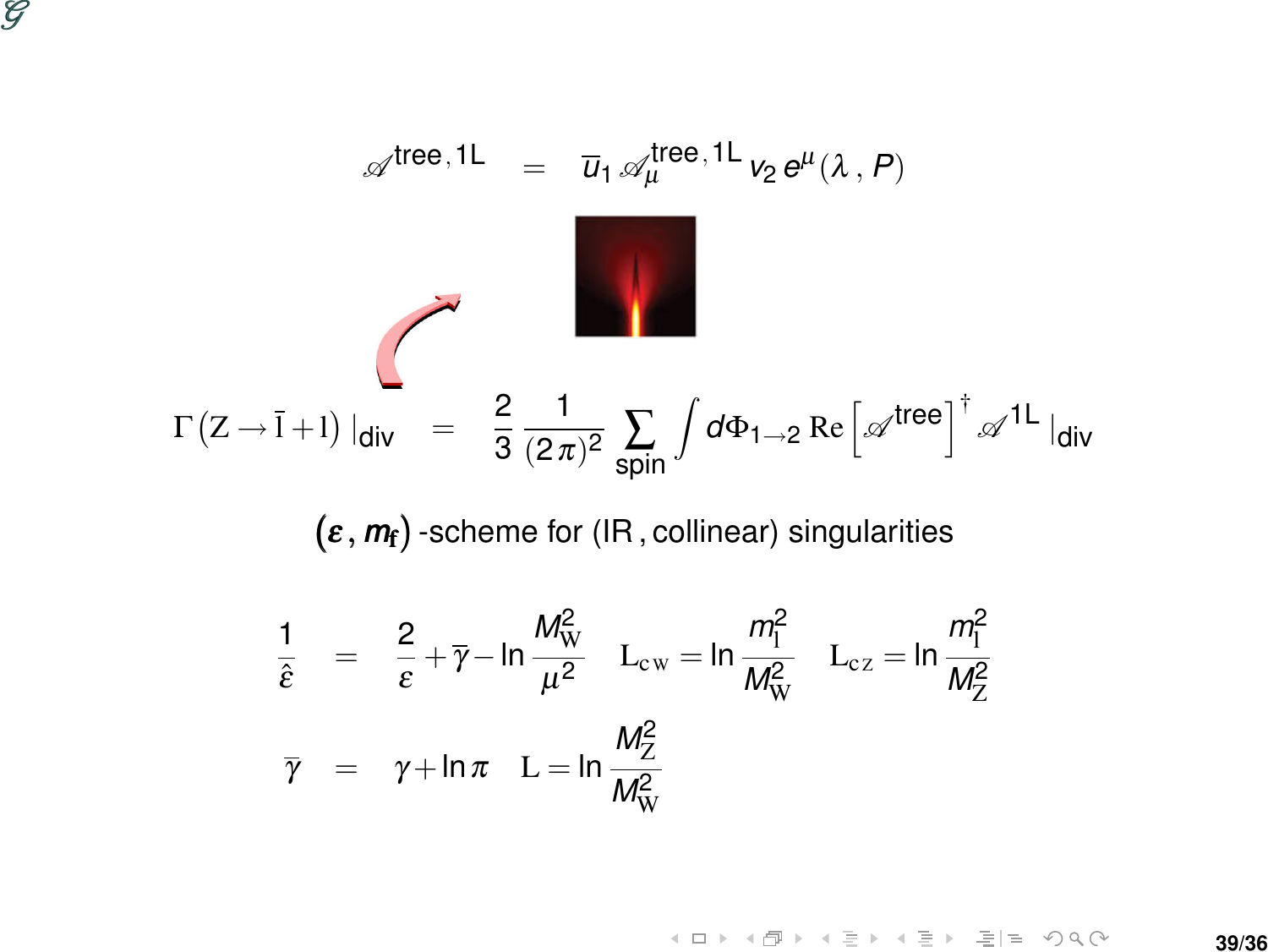$$\mathscr{A}^{\mathrm{tree},1\mathrm{L}} = \overline{u}_1 \mathscr{A}_\mu^{\mathrm{tree},1\mathrm{L}} v_2 e^\mu(\lambda, P)$$

$$\Gamma(\mathrm{Z} \to \bar{\mathrm{l}} + \mathrm{l})\,|_{\mathrm{div}} = \frac{2}{3}\frac{1}{(2\pi)^2}\sum_{\mathrm{spin}}\int d\Phi_{1\to 2}\,\mathrm{Re}\left[\mathscr{A}^{\mathrm{tree}}\right]^\dagger \mathscr{A}^{1\mathrm{L}}\,|_{\mathrm{div}}$$

$(\varepsilon, m_{\mathrm{f}})$ -scheme for (IR , collinear) singularities

$$\frac{1}{\hat{\varepsilon}} = \frac{2}{\varepsilon} + \overline{\gamma} - \ln\frac{M_{\mathrm{W}}^2}{\mu^2} \qquad \mathrm{L}_{\mathrm{cW}} = \ln\frac{m_{\mathrm{l}}^2}{M_{\mathrm{W}}^2} \qquad \mathrm{L}_{\mathrm{cZ}} = \ln\frac{m_{\mathrm{l}}^2}{M_{\mathrm{Z}}^2}$$

$$\overline{\gamma} = \gamma + \ln\pi \qquad \mathrm{L} = \ln\frac{M_{\mathrm{Z}}^2}{M_{\mathrm{W}}^2}$$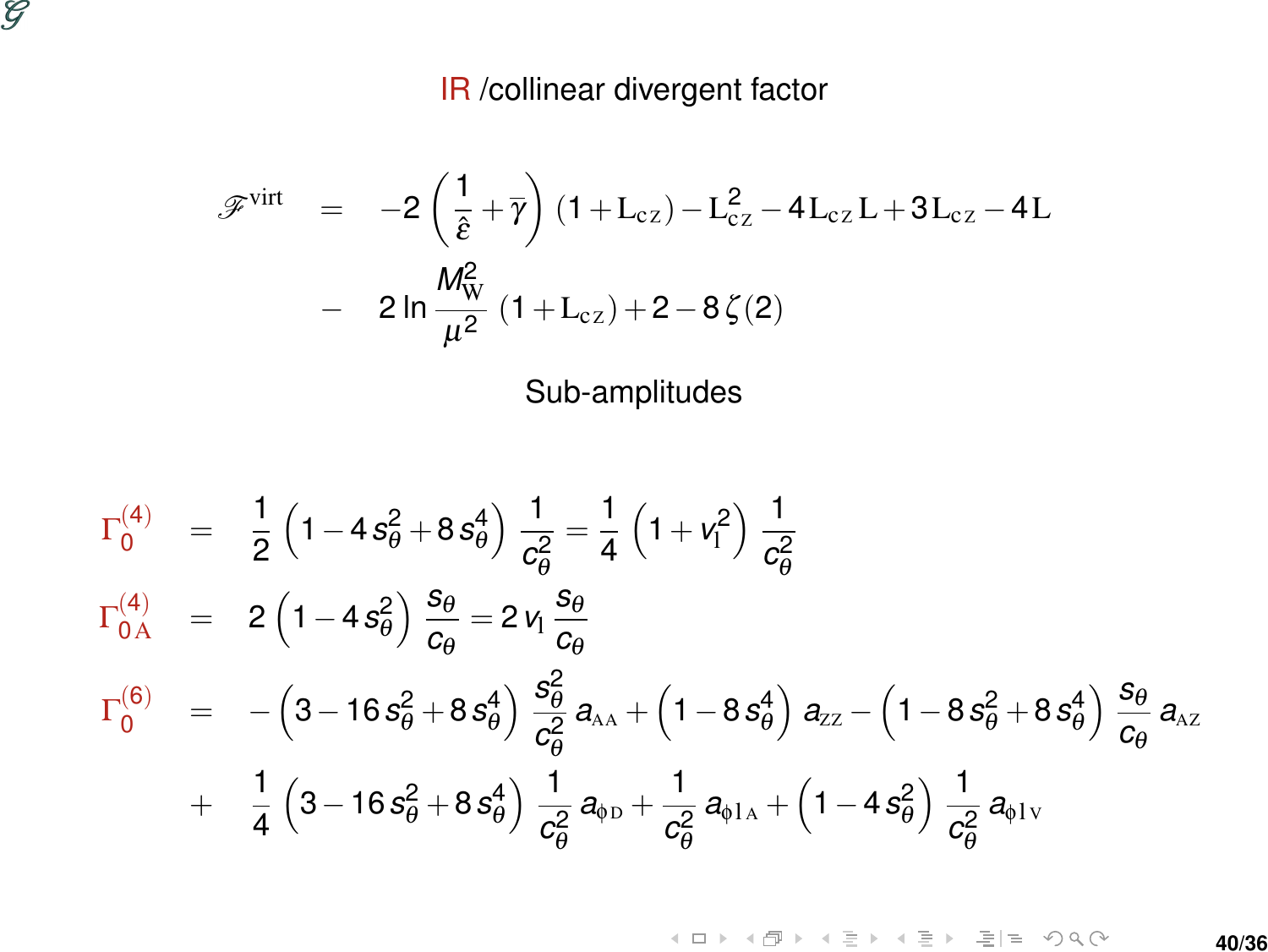## IR /collinear divergent factor

$$
\begin{aligned}
\mathscr{F}^{\text{virt}} &= -2\left(\frac{1}{\hat{\varepsilon}} + \overline{\gamma}\right)(1 + \mathrm{L_{cZ}}) - \mathrm{L}^2_{\mathrm{cZ}} - 4\,\mathrm{L_{cZ}}\,\mathrm{L} + 3\,\mathrm{L_{cZ}} - 4\,\mathrm{L} \\
&- 2\ln\frac{M^2_{\mathrm{W}}}{\mu^2}(1 + \mathrm{L_{cZ}}) + 2 - 8\,\zeta(2)
\end{aligned}
$$

## Sub-amplitudes

$$
\begin{aligned}
\Gamma^{(4)}_{0} &= \frac{1}{2}\left(1 - 4\,s^2_\theta + 8\,s^4_\theta\right)\frac{1}{c^2_\theta} = \frac{1}{4}\left(1 + v^2_{\mathrm{l}}\right)\frac{1}{c^2_\theta} \\
\Gamma^{(4)}_{0\,\mathrm{A}} &= 2\left(1 - 4\,s^2_\theta\right)\frac{s_\theta}{c_\theta} = 2\,v_{\mathrm{l}}\,\frac{s_\theta}{c_\theta} \\
\Gamma^{(6)}_{0} &= -\left(3 - 16\,s^2_\theta + 8\,s^4_\theta\right)\frac{s^2_\theta}{c^2_\theta}\,a_{\mathrm{AA}} + \left(1 - 8\,s^4_\theta\right)a_{\mathrm{ZZ}} - \left(1 - 8\,s^2_\theta + 8\,s^4_\theta\right)\frac{s_\theta}{c_\theta}\,a_{\mathrm{AZ}} \\
&+ \frac{1}{4}\left(3 - 16\,s^2_\theta + 8\,s^4_\theta\right)\frac{1}{c^2_\theta}\,a_{\phi\,\mathrm{D}} + \frac{1}{c^2_\theta}\,a_{\phi\,\mathrm{l\,A}} + \left(1 - 4\,s^2_\theta\right)\frac{1}{c^2_\theta}\,a_{\phi\,\mathrm{l\,V}}
\end{aligned}
$$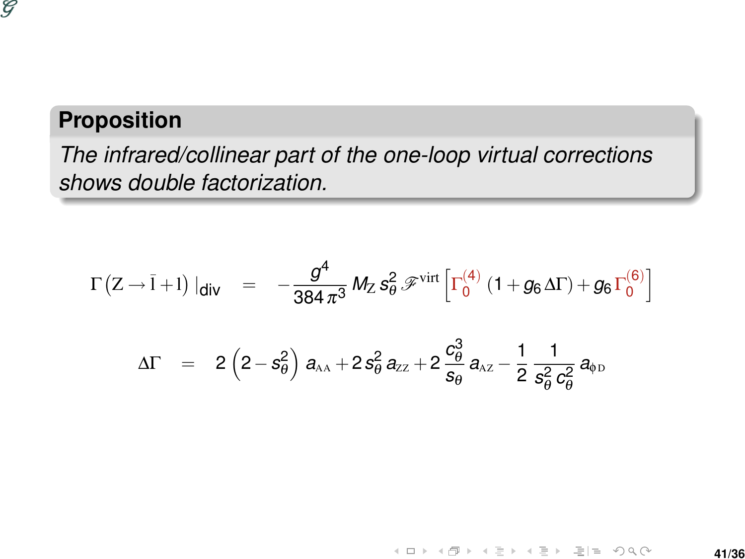**Proposition**

*The infrared/collinear part of the one-loop virtual corrections shows double factorization.*

$$\Gamma\left(\mathrm{Z} \to \bar{\mathrm{l}} + \mathrm{l}\right)\big|_{\mathrm{div}} = -\frac{g^4}{384\,\pi^3}\, M_{\mathrm{Z}}\, s_\theta^2\, \mathscr{F}^{\mathrm{virt}} \left[\Gamma_0^{(4)}\left(1 + g_6\, \Delta\Gamma\right) + g_6\, \Gamma_0^{(6)}\right]$$

$$\Delta\Gamma = 2\left(2 - s_\theta^2\right) a_{\mathrm{AA}} + 2\, s_\theta^2\, a_{\mathrm{ZZ}} + 2\, \frac{c_\theta^3}{s_\theta}\, a_{\mathrm{AZ}} - \frac{1}{2}\, \frac{1}{s_\theta^2\, c_\theta^2}\, a_{\phi\,\mathrm{D}}$$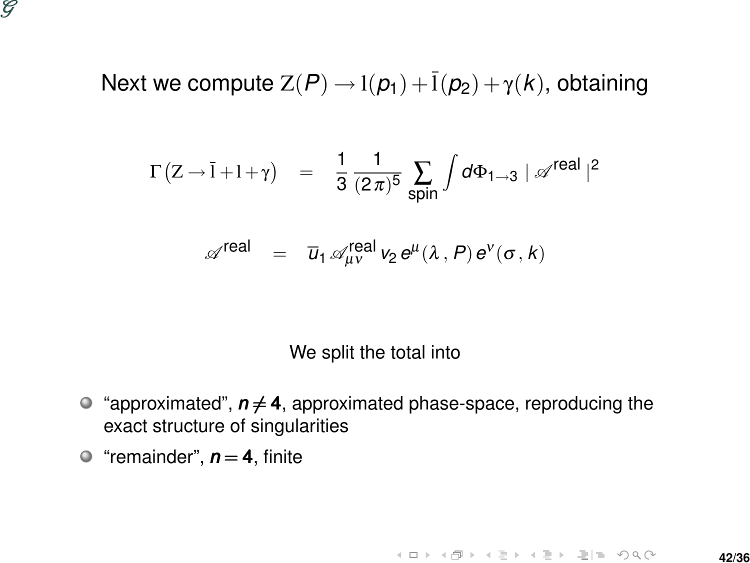Next we compute $\mathrm{Z}(P) \to \mathrm{l}(p_1) + \bar{\mathrm{l}}(p_2) + \gamma(k)$, obtaining

$$\Gamma\left(\mathrm{Z} \to \bar{\mathrm{l}} + \mathrm{l} + \gamma\right) = \frac{1}{3}\,\frac{1}{(2\,\pi)^5}\,\sum_{\text{spin}}\int d\Phi_{1\to 3}\;|\,\mathscr{A}^{\text{real}}\,|^2$$

$$\mathscr{A}^{\text{real}} = \overline{u}_1\,\mathscr{A}^{\text{real}}_{\mu\nu}\,v_2\,e^{\mu}(\lambda\,,P)\,e^{\nu}(\sigma\,,k)$$

We split the total into

- "approximated", $\boldsymbol{n \neq 4}$, approximated phase-space, reproducing the exact structure of singularities
- "remainder", $\boldsymbol{n = 4}$, finite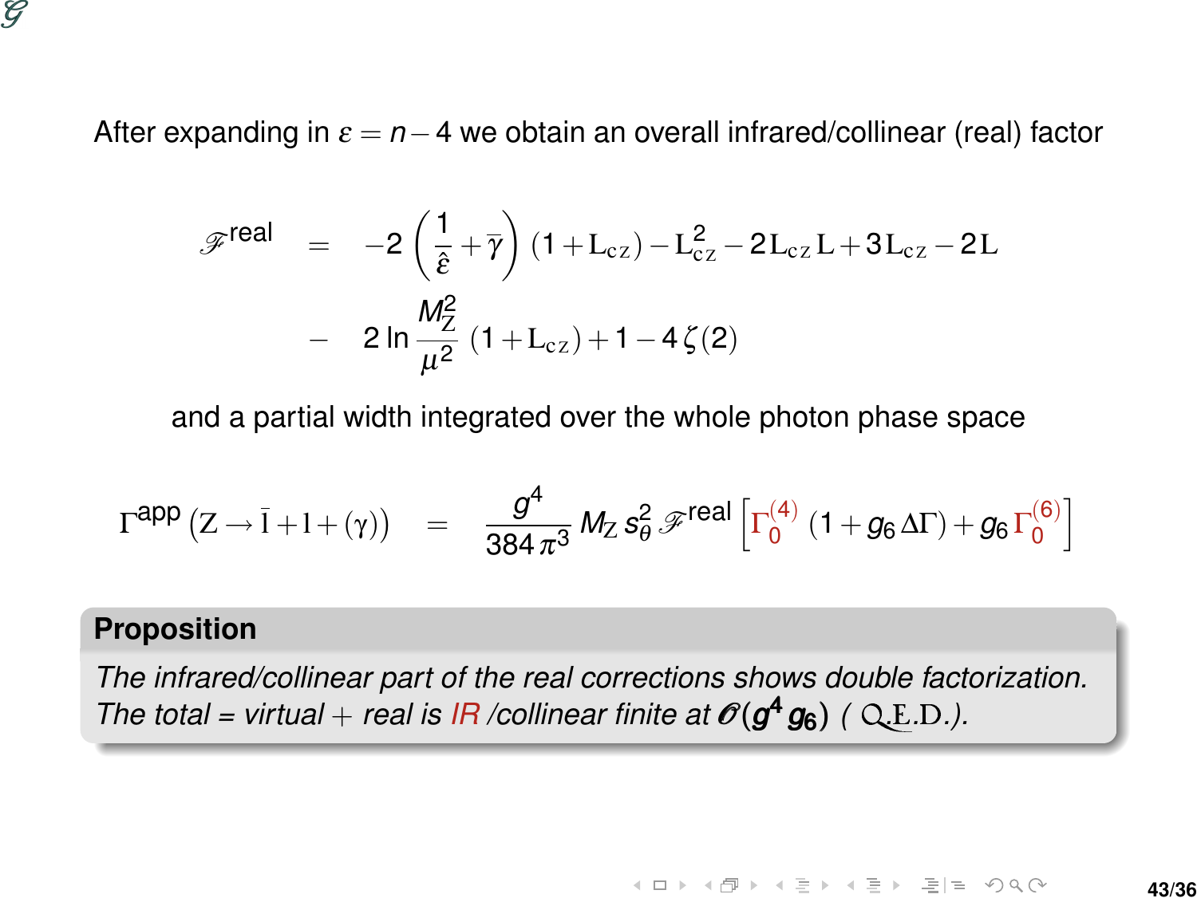After expanding in $\varepsilon = n-4$ we obtain an overall infrared/collinear (real) factor

$$
\begin{aligned}
\mathscr{F}^{\text{real}} &= -2\left(\frac{1}{\hat{\varepsilon}} + \overline{\gamma}\right)(1+\mathrm{L_{cZ}}) - \mathrm{L}^2_{\mathrm{cZ}} - 2\,\mathrm{L_{cZ}}\,\mathrm{L} + 3\,\mathrm{L_{cZ}} - 2\,\mathrm{L} \\
&- 2\ln\frac{M_Z^2}{\mu^2}\,(1+\mathrm{L_{cZ}}) + 1 - 4\,\zeta(2)
\end{aligned}
$$

and a partial width integrated over the whole photon phase space

$$
\Gamma^{\text{app}}\left(\mathrm{Z} \to \bar{\mathrm{l}} + \mathrm{l} + (\gamma)\right) = \frac{g^4}{384\,\pi^3}\,M_Z\,s_\theta^2\,\mathscr{F}^{\text{real}}\left[\Gamma_0^{(4)}\,(1+g_6\,\Delta\Gamma) + g_6\,\Gamma_0^{(6)}\right]
$$

**Proposition**

*The infrared/collinear part of the real corrections shows double factorization. The total = virtual + real is IR /collinear finite at $\mathscr{O}(g^4\,g_6)$ ( Q.E.D.).*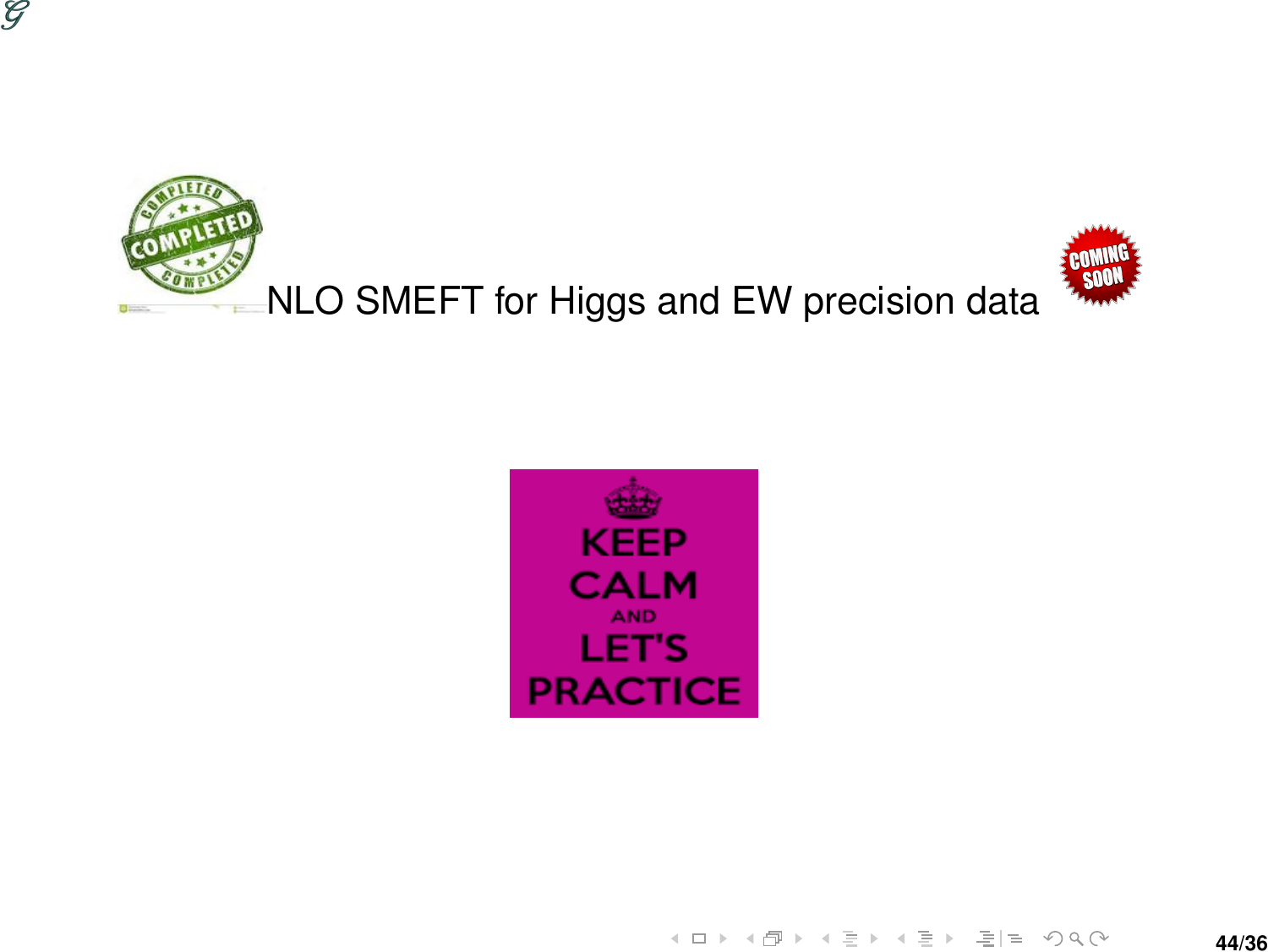NLO SMEFT for Higgs and EW precision data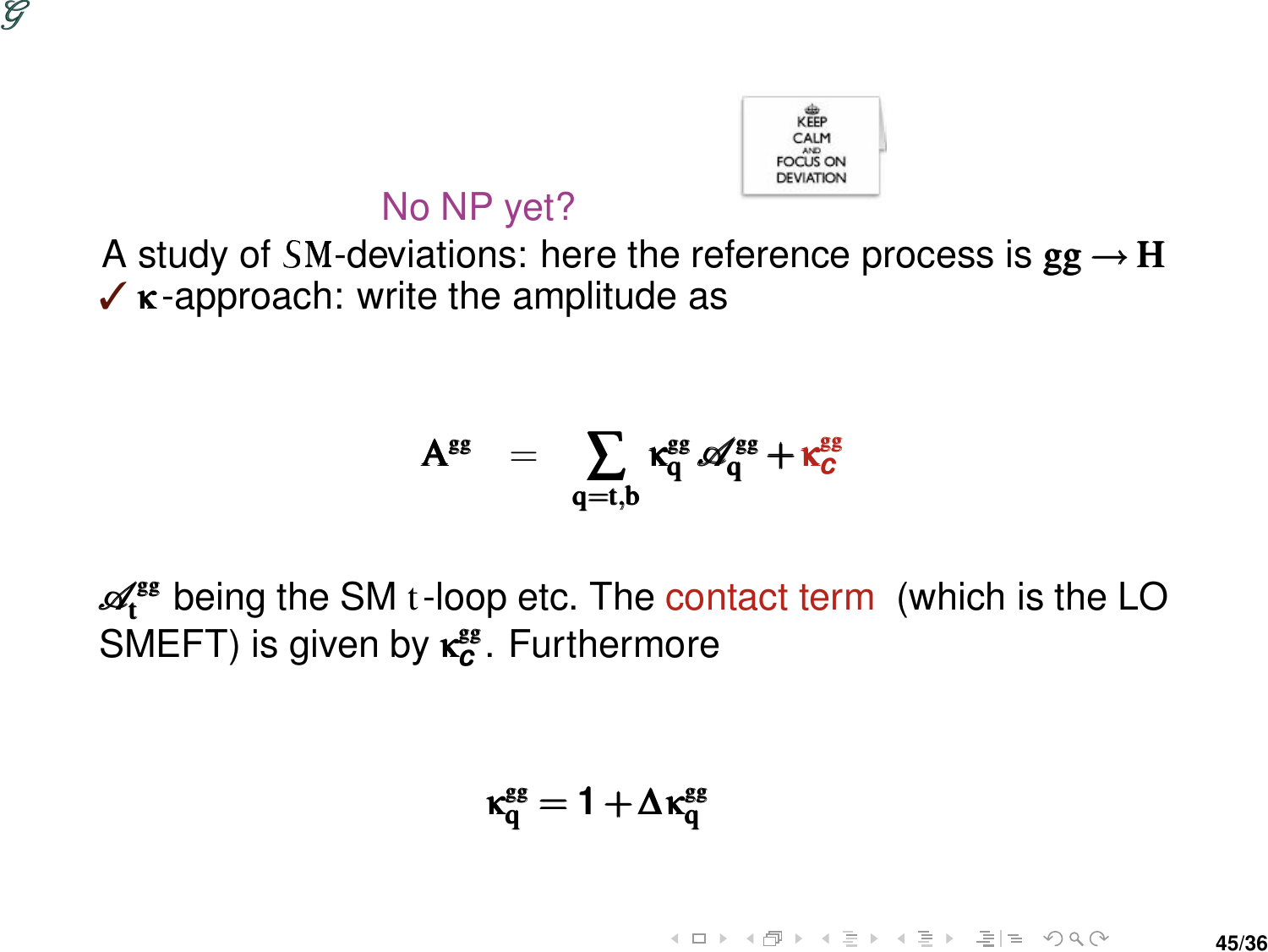## No NP yet?

A study of SM-deviations: here the reference process is $gg \to H$

✓ $\kappa$-approach: write the amplitude as

$$\mathbf{A}^{gg} = \sum_{q=t,b} \kappa_q^{gg} \mathscr{A}_q^{gg} + \kappa_c^{gg}$$

$\mathscr{A}_t^{gg}$ being the SM t-loop etc. The contact term (which is the LO SMEFT) is given by $\kappa_c^{gg}$. Furthermore

$$\kappa_q^{gg} = 1 + \Delta\kappa_q^{gg}$$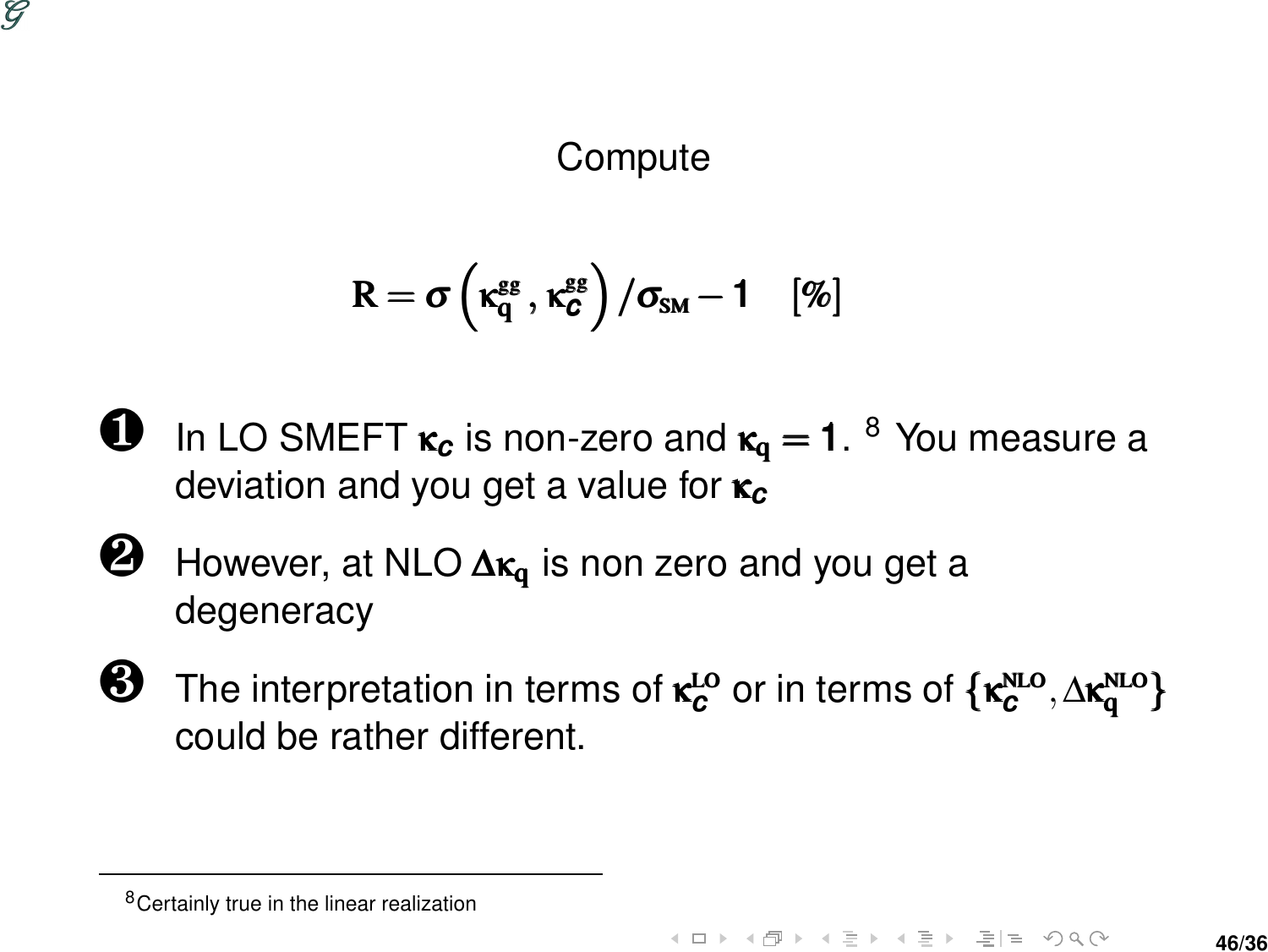Compute

$$\mathbf{R} = \sigma\left(\kappa_{\mathbf{q}}^{gg}, \kappa_{c}^{gg}\right)/\sigma_{\rm SM} - 1 \quad [\%]$$

1. In LO SMEFT $\kappa_c$ is non-zero and $\kappa_{\mathbf{q}} = 1$. [8] You measure a deviation and you get a value for $\kappa_c$
2. However, at NLO $\Delta\kappa_{\mathbf{q}}$ is non zero and you get a degeneracy
3. The interpretation in terms of $\kappa_c^{\rm LO}$ or in terms of $\{\kappa_c^{\rm NLO}, \Delta\kappa_{\mathbf{q}}^{\rm NLO}\}$ could be rather different.

[8] Certainly true in the linear realization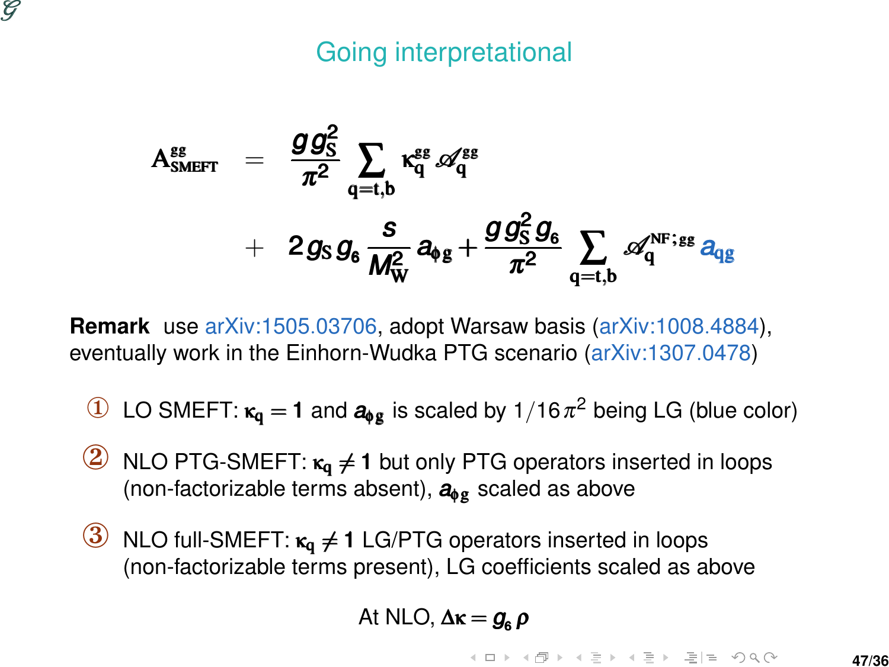# Going interpretational

$$
\begin{aligned}
A^{gg}_{SMEFT} &= \frac{g\, g_S^2}{\pi^2} \sum_{q=t,b} \kappa^{gg}_q \mathscr{A}^{gg}_q \\
&+ 2\, g_S\, g_6\, \frac{s}{M_W^2}\, a_{\phi g} + \frac{g\, g_S^2\, g_6}{\pi^2} \sum_{q=t,b} \mathscr{A}^{NF;gg}_q\, a_{qg}
\end{aligned}
$$

**Remark** use arXiv:1505.03706, adopt Warsaw basis (arXiv:1008.4884), eventually work in the Einhorn-Wudka PTG scenario (arXiv:1307.0478)

1. LO SMEFT: $\kappa_q = 1$ and $a_{\phi g}$ is scaled by $1/16\,\pi^2$ being LG (blue color)
2. NLO PTG-SMEFT: $\kappa_q \neq 1$ but only PTG operators inserted in loops (non-factorizable terms absent), $a_{\phi g}$ scaled as above
3. NLO full-SMEFT: $\kappa_q \neq 1$ LG/PTG operators inserted in loops (non-factorizable terms present), LG coefficients scaled as above

At NLO, $\Delta\kappa = g_6\, \rho$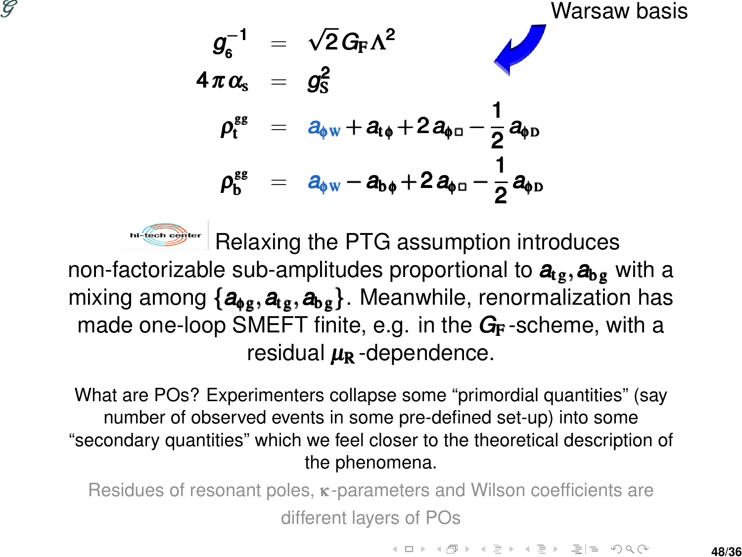Warsaw basis

$$
\begin{aligned}
g_6^{-1} &= \sqrt{2}\, G_F \Lambda^2 \\
4\pi\alpha_s &= g_S^2 \\
\rho_t^{gg} &= a_{\phi W} + a_{t\phi} + 2\, a_{\phi\Box} - \frac{1}{2}\, a_{\phi D} \\
\rho_b^{gg} &= a_{\phi W} - a_{b\phi} + 2\, a_{\phi\Box} - \frac{1}{2}\, a_{\phi D}
\end{aligned}
$$

Relaxing the PTG assumption introduces non-factorizable sub-amplitudes proportional to $a_{tg}, a_{bg}$ with a mixing among $\{a_{\phi g}, a_{tg}, a_{bg}\}$. Meanwhile, renormalization has made one-loop SMEFT finite, e.g. in the $G_F$-scheme, with a residual $\mu_R$-dependence.

What are POs? Experimenters collapse some "primordial quantities" (say number of observed events in some pre-defined set-up) into some "secondary quantities" which we feel closer to the theoretical description of the phenomena.

Residues of resonant poles, $\kappa$-parameters and Wilson coefficients are different layers of POs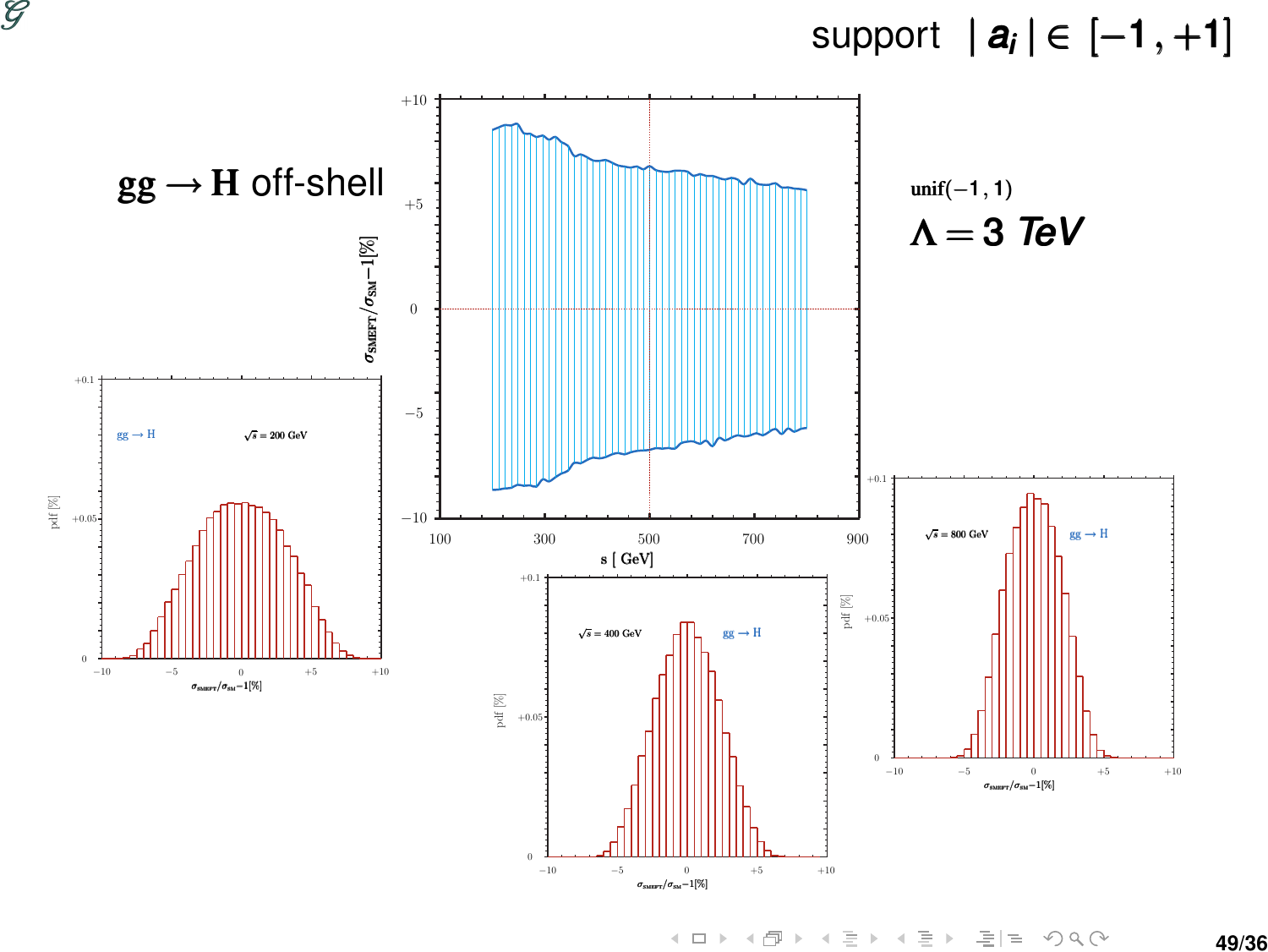support $|a_i| \in [-1, +1]$

**gg → H** off-shell

unif$(-1, 1)$

$\Lambda = 3$ *TeV*

$\sigma_{\rm SMEFT}/\sigma_{\rm SM} - 1[\%]$

s [ GeV]

gg → H $\sqrt{s} = 200$ GeV

gg → H $\sqrt{s} = 400$ GeV

gg → H $\sqrt{s} = 800$ GeV

pdf [%]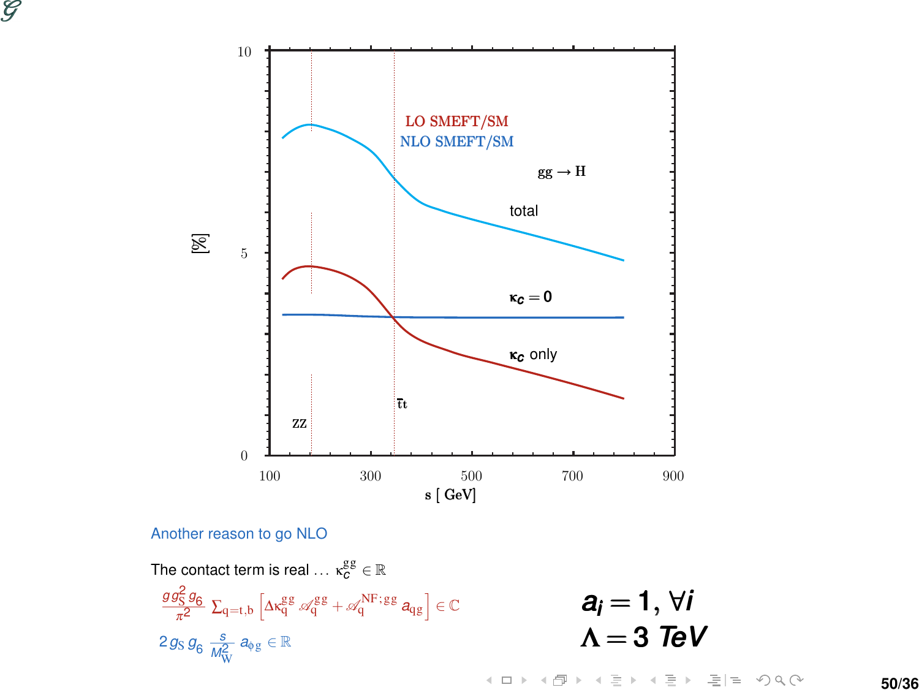LO SMEFT/SM

NLO SMEFT/SM

$gg \to H$

total

$\kappa_c = 0$

$\kappa_c$ only

$\bar{t}t$

ZZ

[%]

s [ GeV]

Another reason to go NLO

The contact term is real ... $\kappa_c^{gg} \in \mathbb{R}$

$\frac{g\, g_S^2\, g_6}{\pi^2}\, \sum_{q=t,b} \left[ \Delta\kappa_q^{gg}\, \mathscr{A}_q^{gg} + \mathscr{A}_q^{NF;gg}\, a_{qg} \right] \in \mathbb{C}$

$2\, g_S\, g_6\, \frac{s}{M_W^2}\, a_{\phi g} \in \mathbb{R}$

$a_i = 1,\ \forall i$

$\Lambda = 3\ TeV$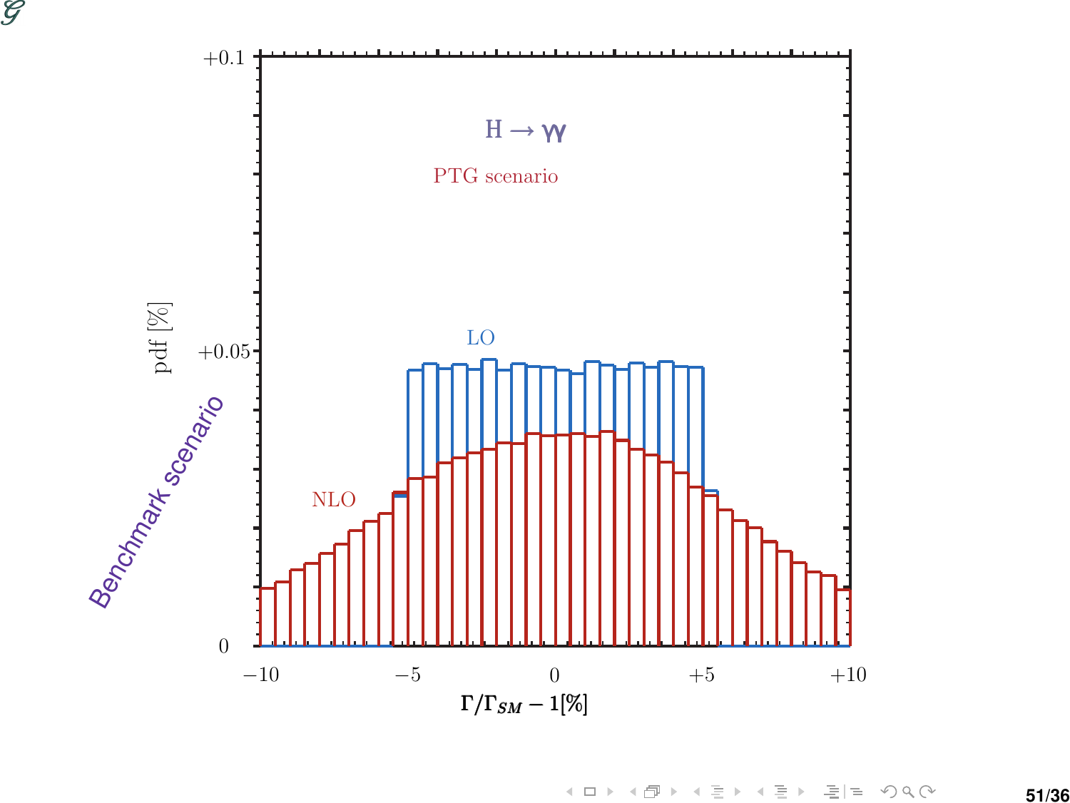Benchmark scenario

$H \to \gamma\gamma$

PTG scenario

LO

NLO

pdf [%]

$\Gamma/\Gamma_{SM} - 1[\%]$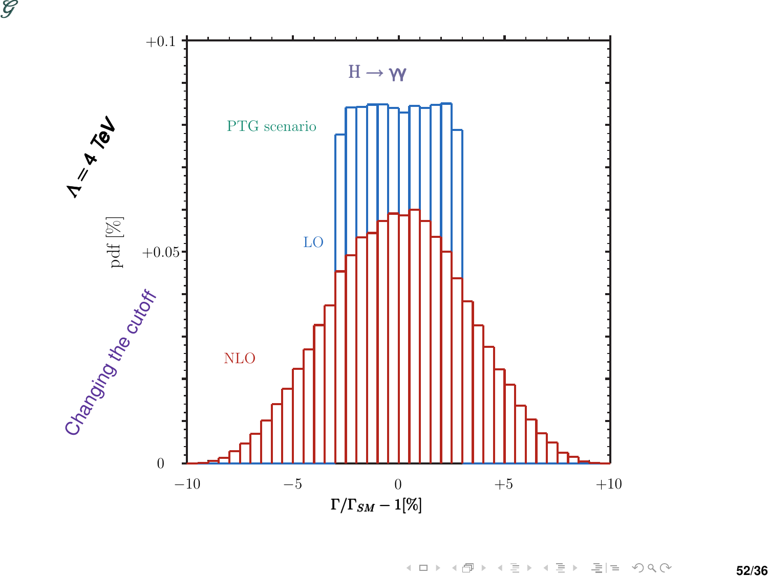$\Lambda = 4$ TeV

Changing the cutoff

$H \to \gamma\gamma$

PTG scenario

LO

NLO

pdf [%]

$\Gamma/\Gamma_{SM} - 1[\%]$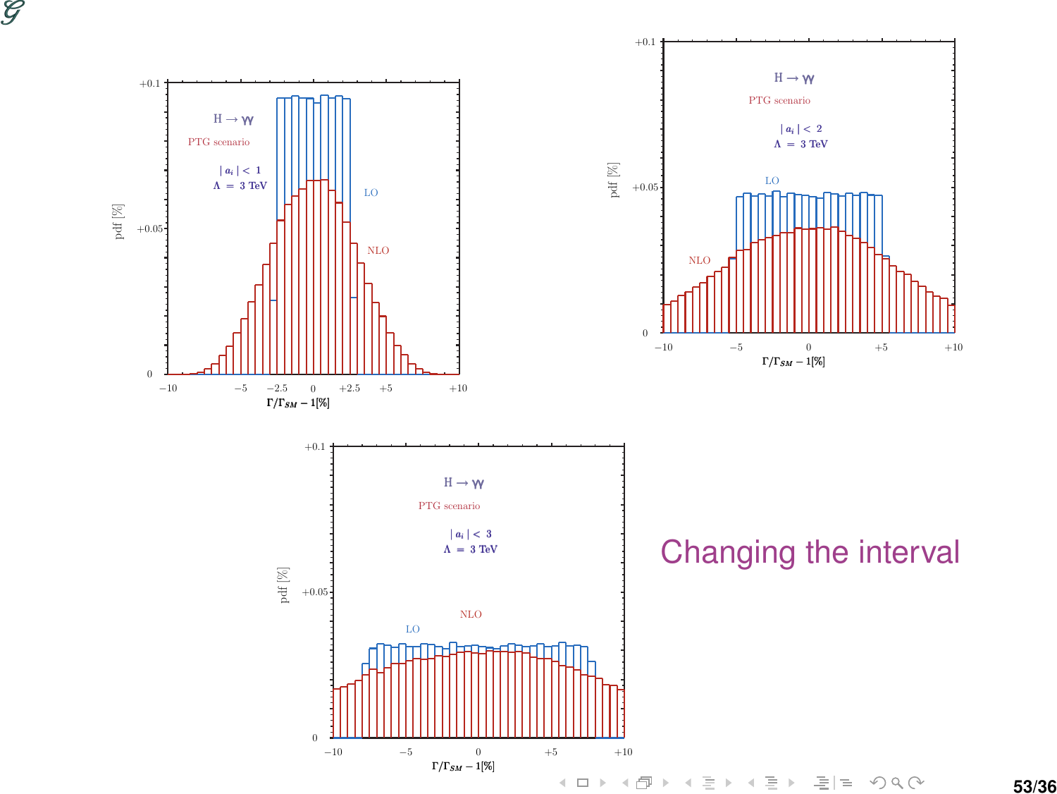Changing the interval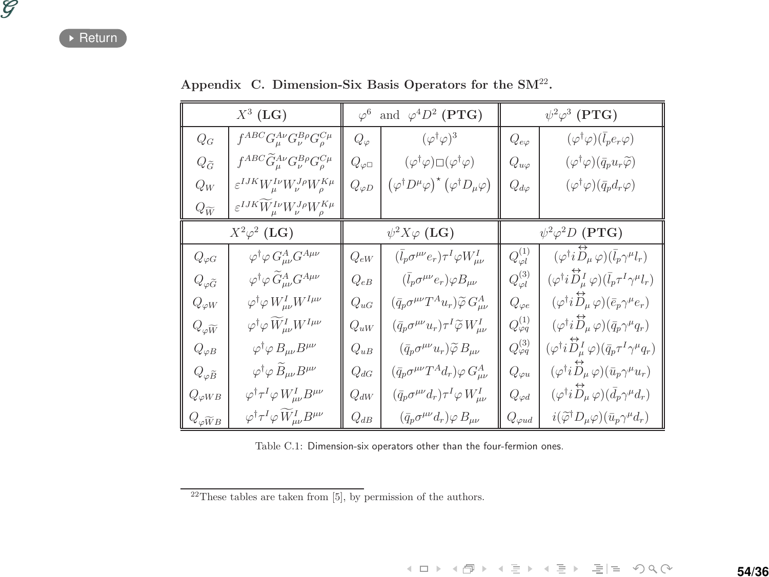### Appendix C. Dimension-Six Basis Operators for the SM[22].

| $X^3$ (**LG**) | | $\varphi^6$ and $\varphi^4 D^2$ (**PTG**) | | $\psi^2\varphi^3$ (**PTG**) | |
|---|---|---|---|---|---|
| $Q_G$ | $f^{ABC} G_\mu^{A\nu} G_\nu^{B\rho} G_\rho^{C\mu}$ | $Q_\varphi$ | $(\varphi^\dagger\varphi)^3$ | $Q_{e\varphi}$ | $(\varphi^\dagger\varphi)(\bar{l}_p e_r \varphi)$ |
| $Q_{\widetilde{G}}$ | $f^{ABC} \widetilde{G}_\mu^{A\nu} G_\nu^{B\rho} G_\rho^{C\mu}$ | $Q_{\varphi\Box}$ | $(\varphi^\dagger\varphi)\Box(\varphi^\dagger\varphi)$ | $Q_{u\varphi}$ | $(\varphi^\dagger\varphi)(\bar{q}_p u_r \widetilde{\varphi})$ |
| $Q_W$ | $\varepsilon^{IJK} W_\mu^{I\nu} W_\nu^{J\rho} W_\rho^{K\mu}$ | $Q_{\varphi D}$ | $\left(\varphi^\dagger D^\mu\varphi\right)^\star \left(\varphi^\dagger D_\mu\varphi\right)$ | $Q_{d\varphi}$ | $(\varphi^\dagger\varphi)(\bar{q}_p d_r \varphi)$ |
| $Q_{\widetilde{W}}$ | $\varepsilon^{IJK} \widetilde{W}_\mu^{I\nu} W_\nu^{J\rho} W_\rho^{K\mu}$ | | | | |
| $X^2\varphi^2$ (**LG**) | | $\psi^2 X\varphi$ (**LG**) | | $\psi^2\varphi^2 D$ (**PTG**) | |
| $Q_{\varphi G}$ | $\varphi^\dagger\varphi\, G_{\mu\nu}^A G^{A\mu\nu}$ | $Q_{eW}$ | $(\bar{l}_p\sigma^{\mu\nu} e_r)\tau^I\varphi W_{\mu\nu}^I$ | $Q_{\varphi l}^{(1)}$ | $(\varphi^\dagger i\overleftrightarrow{D}_\mu\,\varphi)(\bar{l}_p\gamma^\mu l_r)$ |
| $Q_{\varphi\widetilde{G}}$ | $\varphi^\dagger\varphi\, \widetilde{G}_{\mu\nu}^A G^{A\mu\nu}$ | $Q_{eB}$ | $(\bar{l}_p\sigma^{\mu\nu} e_r)\varphi B_{\mu\nu}$ | $Q_{\varphi l}^{(3)}$ | $(\varphi^\dagger i\overleftrightarrow{D}_\mu^I\,\varphi)(\bar{l}_p\tau^I\gamma^\mu l_r)$ |
| $Q_{\varphi W}$ | $\varphi^\dagger\varphi\, W_{\mu\nu}^I W^{I\mu\nu}$ | $Q_{uG}$ | $(\bar{q}_p\sigma^{\mu\nu} T^A u_r)\widetilde{\varphi}\, G_{\mu\nu}^A$ | $Q_{\varphi e}$ | $(\varphi^\dagger i\overleftrightarrow{D}_\mu\,\varphi)(\bar{e}_p\gamma^\mu e_r)$ |
| $Q_{\varphi\widetilde{W}}$ | $\varphi^\dagger\varphi\, \widetilde{W}_{\mu\nu}^I W^{I\mu\nu}$ | $Q_{uW}$ | $(\bar{q}_p\sigma^{\mu\nu} u_r)\tau^I\widetilde{\varphi}\, W_{\mu\nu}^I$ | $Q_{\varphi q}^{(1)}$ | $(\varphi^\dagger i\overleftrightarrow{D}_\mu\,\varphi)(\bar{q}_p\gamma^\mu q_r)$ |
| $Q_{\varphi B}$ | $\varphi^\dagger\varphi\, B_{\mu\nu} B^{\mu\nu}$ | $Q_{uB}$ | $(\bar{q}_p\sigma^{\mu\nu} u_r)\widetilde{\varphi}\, B_{\mu\nu}$ | $Q_{\varphi q}^{(3)}$ | $(\varphi^\dagger i\overleftrightarrow{D}_\mu^I\,\varphi)(\bar{q}_p\tau^I\gamma^\mu q_r)$ |
| $Q_{\varphi\widetilde{B}}$ | $\varphi^\dagger\varphi\, \widetilde{B}_{\mu\nu} B^{\mu\nu}$ | $Q_{dG}$ | $(\bar{q}_p\sigma^{\mu\nu} T^A d_r)\varphi\, G_{\mu\nu}^A$ | $Q_{\varphi u}$ | $(\varphi^\dagger i\overleftrightarrow{D}_\mu\,\varphi)(\bar{u}_p\gamma^\mu u_r)$ |
| $Q_{\varphi WB}$ | $\varphi^\dagger\tau^I\varphi\, W_{\mu\nu}^I B^{\mu\nu}$ | $Q_{dW}$ | $(\bar{q}_p\sigma^{\mu\nu} d_r)\tau^I\varphi\, W_{\mu\nu}^I$ | $Q_{\varphi d}$ | $(\varphi^\dagger i\overleftrightarrow{D}_\mu\,\varphi)(\bar{d}_p\gamma^\mu d_r)$ |
| $Q_{\varphi\widetilde{W}B}$ | $\varphi^\dagger\tau^I\varphi\, \widetilde{W}_{\mu\nu}^I B^{\mu\nu}$ | $Q_{dB}$ | $(\bar{q}_p\sigma^{\mu\nu} d_r)\varphi\, B_{\mu\nu}$ | $Q_{\varphi ud}$ | $i(\widetilde{\varphi}^\dagger D_\mu\varphi)(\bar{u}_p\gamma^\mu d_r)$ |

Table C.1: Dimension-six operators other than the four-fermion ones.

[22] These tables are taken from [5], by permission of the authors.